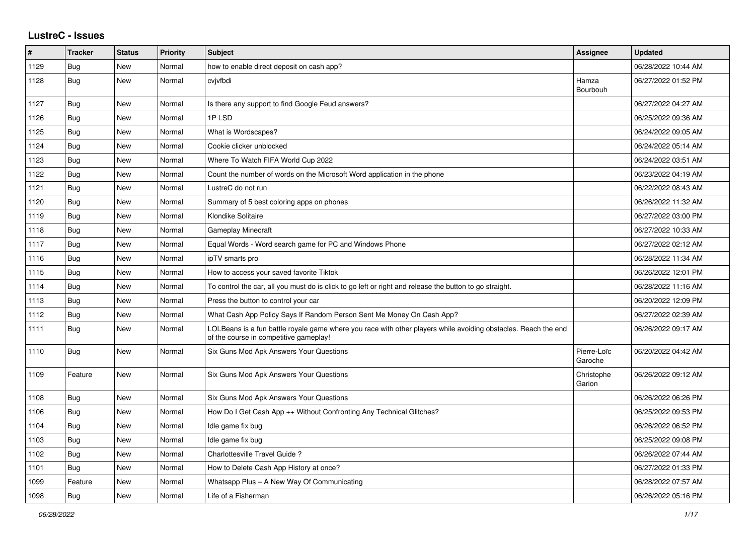# LustreC - Issues

| # | Tracker | Status | Priority | Subject | Assignee | Updated |
|---|---|---|---|---|---|---|
| 1129 | Bug | New | Normal | how to enable direct deposit on cash app? | | 06/28/2022 10:44 AM |
| 1128 | Bug | New | Normal | cvjvfbdi | Hamza Bourbouh | 06/27/2022 01:52 PM |
| 1127 | Bug | New | Normal | Is there any support to find Google Feud answers? | | 06/27/2022 04:27 AM |
| 1126 | Bug | New | Normal | 1P LSD | | 06/25/2022 09:36 AM |
| 1125 | Bug | New | Normal | What is Wordscapes? | | 06/24/2022 09:05 AM |
| 1124 | Bug | New | Normal | Cookie clicker unblocked | | 06/24/2022 05:14 AM |
| 1123 | Bug | New | Normal | Where To Watch FIFA World Cup 2022 | | 06/24/2022 03:51 AM |
| 1122 | Bug | New | Normal | Count the number of words on the Microsoft Word application in the phone | | 06/23/2022 04:19 AM |
| 1121 | Bug | New | Normal | LustreC do not run | | 06/22/2022 08:43 AM |
| 1120 | Bug | New | Normal | Summary of 5 best coloring apps on phones | | 06/26/2022 11:32 AM |
| 1119 | Bug | New | Normal | Klondike Solitaire | | 06/27/2022 03:00 PM |
| 1118 | Bug | New | Normal | Gameplay Minecraft | | 06/27/2022 10:33 AM |
| 1117 | Bug | New | Normal | Equal Words - Word search game for PC and Windows Phone | | 06/27/2022 02:12 AM |
| 1116 | Bug | New | Normal | ipTV smarts pro | | 06/28/2022 11:34 AM |
| 1115 | Bug | New | Normal | How to access your saved favorite Tiktok | | 06/26/2022 12:01 PM |
| 1114 | Bug | New | Normal | To control the car, all you must do is click to go left or right and release the button to go straight. | | 06/28/2022 11:16 AM |
| 1113 | Bug | New | Normal | Press the button to control your car | | 06/20/2022 12:09 PM |
| 1112 | Bug | New | Normal | What Cash App Policy Says If Random Person Sent Me Money On Cash App? | | 06/27/2022 02:39 AM |
| 1111 | Bug | New | Normal | LOLBeans is a fun battle royale game where you race with other players while avoiding obstacles. Reach the end of the course in competitive gameplay! | | 06/26/2022 09:17 AM |
| 1110 | Bug | New | Normal | Six Guns Mod Apk Answers Your Questions | Pierre-Loïc Garoche | 06/20/2022 04:42 AM |
| 1109 | Feature | New | Normal | Six Guns Mod Apk Answers Your Questions | Christophe Garion | 06/26/2022 09:12 AM |
| 1108 | Bug | New | Normal | Six Guns Mod Apk Answers Your Questions | | 06/26/2022 06:26 PM |
| 1106 | Bug | New | Normal | How Do I Get Cash App ++ Without Confronting Any Technical Glitches? | | 06/25/2022 09:53 PM |
| 1104 | Bug | New | Normal | Idle game fix bug | | 06/26/2022 06:52 PM |
| 1103 | Bug | New | Normal | Idle game fix bug | | 06/25/2022 09:08 PM |
| 1102 | Bug | New | Normal | Charlottesville Travel Guide ? | | 06/26/2022 07:44 AM |
| 1101 | Bug | New | Normal | How to Delete Cash App History at once? | | 06/27/2022 01:33 PM |
| 1099 | Feature | New | Normal | Whatsapp Plus – A New Way Of Communicating | | 06/28/2022 07:57 AM |
| 1098 | Bug | New | Normal | Life of a Fisherman | | 06/26/2022 05:16 PM |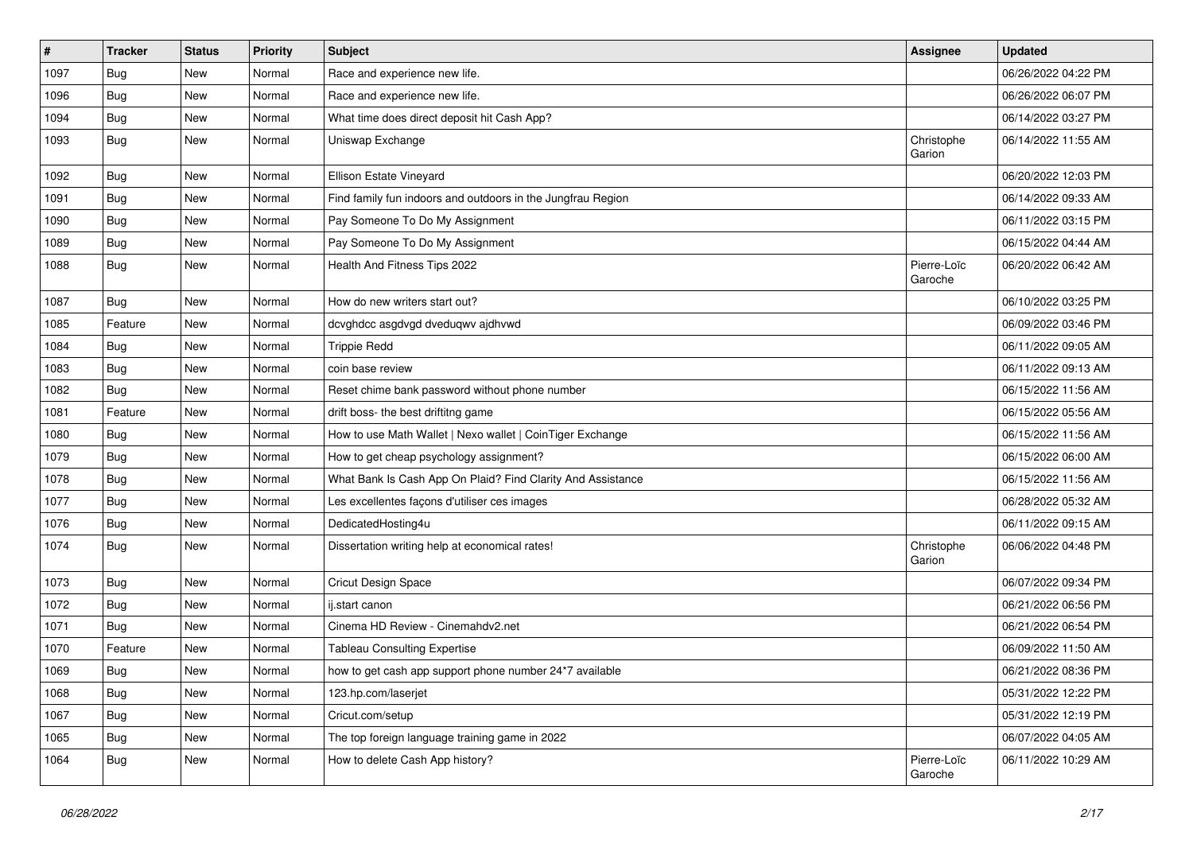| # | Tracker | Status | Priority | Subject | Assignee | Updated |
|---|---|---|---|---|---|---|
| 1097 | Bug | New | Normal | Race and experience new life. | | 06/26/2022 04:22 PM |
| 1096 | Bug | New | Normal | Race and experience new life. | | 06/26/2022 06:07 PM |
| 1094 | Bug | New | Normal | What time does direct deposit hit Cash App? | | 06/14/2022 03:27 PM |
| 1093 | Bug | New | Normal | Uniswap Exchange | Christophe Garion | 06/14/2022 11:55 AM |
| 1092 | Bug | New | Normal | Ellison Estate Vineyard | | 06/20/2022 12:03 PM |
| 1091 | Bug | New | Normal | Find family fun indoors and outdoors in the Jungfrau Region | | 06/14/2022 09:33 AM |
| 1090 | Bug | New | Normal | Pay Someone To Do My Assignment | | 06/11/2022 03:15 PM |
| 1089 | Bug | New | Normal | Pay Someone To Do My Assignment | | 06/15/2022 04:44 AM |
| 1088 | Bug | New | Normal | Health And Fitness Tips 2022 | Pierre-Loïc Garoche | 06/20/2022 06:42 AM |
| 1087 | Bug | New | Normal | How do new writers start out? | | 06/10/2022 03:25 PM |
| 1085 | Feature | New | Normal | dcvghdcc asgdvgd dveduqwv ajdhvwd | | 06/09/2022 03:46 PM |
| 1084 | Bug | New | Normal | Trippie Redd | | 06/11/2022 09:05 AM |
| 1083 | Bug | New | Normal | coin base review | | 06/11/2022 09:13 AM |
| 1082 | Bug | New | Normal | Reset chime bank password without phone number | | 06/15/2022 11:56 AM |
| 1081 | Feature | New | Normal | drift boss- the best driftitng game | | 06/15/2022 05:56 AM |
| 1080 | Bug | New | Normal | How to use Math Wallet \| Nexo wallet \| CoinTiger Exchange | | 06/15/2022 11:56 AM |
| 1079 | Bug | New | Normal | How to get cheap psychology assignment? | | 06/15/2022 06:00 AM |
| 1078 | Bug | New | Normal | What Bank Is Cash App On Plaid? Find Clarity And Assistance | | 06/15/2022 11:56 AM |
| 1077 | Bug | New | Normal | Les excellentes façons d'utiliser ces images | | 06/28/2022 05:32 AM |
| 1076 | Bug | New | Normal | DedicatedHosting4u | | 06/11/2022 09:15 AM |
| 1074 | Bug | New | Normal | Dissertation writing help at economical rates! | Christophe Garion | 06/06/2022 04:48 PM |
| 1073 | Bug | New | Normal | Cricut Design Space | | 06/07/2022 09:34 PM |
| 1072 | Bug | New | Normal | ij.start canon | | 06/21/2022 06:56 PM |
| 1071 | Bug | New | Normal | Cinema HD Review - Cinemahdv2.net | | 06/21/2022 06:54 PM |
| 1070 | Feature | New | Normal | Tableau Consulting Expertise | | 06/09/2022 11:50 AM |
| 1069 | Bug | New | Normal | how to get cash app support phone number 24*7 available | | 06/21/2022 08:36 PM |
| 1068 | Bug | New | Normal | 123.hp.com/laserjet | | 05/31/2022 12:22 PM |
| 1067 | Bug | New | Normal | Cricut.com/setup | | 05/31/2022 12:19 PM |
| 1065 | Bug | New | Normal | The top foreign language training game in 2022 | | 06/07/2022 04:05 AM |
| 1064 | Bug | New | Normal | How to delete Cash App history? | Pierre-Loïc Garoche | 06/11/2022 10:29 AM |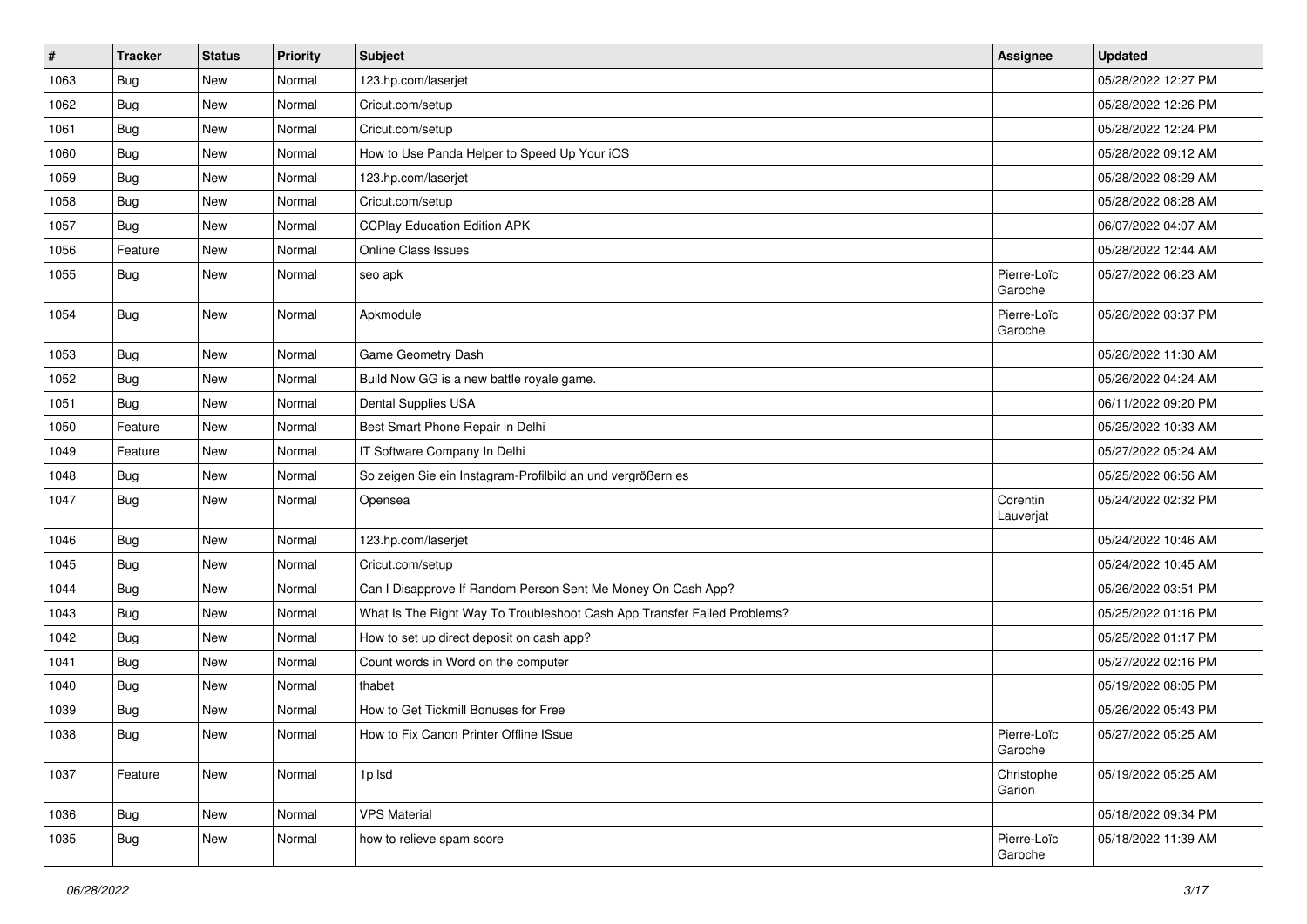| # | Tracker | Status | Priority | Subject | Assignee | Updated |
| --- | --- | --- | --- | --- | --- | --- |
| 1063 | Bug | New | Normal | 123.hp.com/laserjet | | 05/28/2022 12:27 PM |
| 1062 | Bug | New | Normal | Cricut.com/setup | | 05/28/2022 12:26 PM |
| 1061 | Bug | New | Normal | Cricut.com/setup | | 05/28/2022 12:24 PM |
| 1060 | Bug | New | Normal | How to Use Panda Helper to Speed Up Your iOS | | 05/28/2022 09:12 AM |
| 1059 | Bug | New | Normal | 123.hp.com/laserjet | | 05/28/2022 08:29 AM |
| 1058 | Bug | New | Normal | Cricut.com/setup | | 05/28/2022 08:28 AM |
| 1057 | Bug | New | Normal | CCPlay Education Edition APK | | 06/07/2022 04:07 AM |
| 1056 | Feature | New | Normal | Online Class Issues | | 05/28/2022 12:44 AM |
| 1055 | Bug | New | Normal | seo apk | Pierre-Loïc Garoche | 05/27/2022 06:23 AM |
| 1054 | Bug | New | Normal | Apkmodule | Pierre-Loïc Garoche | 05/26/2022 03:37 PM |
| 1053 | Bug | New | Normal | Game Geometry Dash | | 05/26/2022 11:30 AM |
| 1052 | Bug | New | Normal | Build Now GG is a new battle royale game. | | 05/26/2022 04:24 AM |
| 1051 | Bug | New | Normal | Dental Supplies USA | | 06/11/2022 09:20 PM |
| 1050 | Feature | New | Normal | Best Smart Phone Repair in Delhi | | 05/25/2022 10:33 AM |
| 1049 | Feature | New | Normal | IT Software Company In Delhi | | 05/27/2022 05:24 AM |
| 1048 | Bug | New | Normal | So zeigen Sie ein Instagram-Profilbild an und vergrößern es | | 05/25/2022 06:56 AM |
| 1047 | Bug | New | Normal | Opensea | Corentin Lauverjat | 05/24/2022 02:32 PM |
| 1046 | Bug | New | Normal | 123.hp.com/laserjet | | 05/24/2022 10:46 AM |
| 1045 | Bug | New | Normal | Cricut.com/setup | | 05/24/2022 10:45 AM |
| 1044 | Bug | New | Normal | Can I Disapprove If Random Person Sent Me Money On Cash App? | | 05/26/2022 03:51 PM |
| 1043 | Bug | New | Normal | What Is The Right Way To Troubleshoot Cash App Transfer Failed Problems? | | 05/25/2022 01:16 PM |
| 1042 | Bug | New | Normal | How to set up direct deposit on cash app? | | 05/25/2022 01:17 PM |
| 1041 | Bug | New | Normal | Count words in Word on the computer | | 05/27/2022 02:16 PM |
| 1040 | Bug | New | Normal | thabet | | 05/19/2022 08:05 PM |
| 1039 | Bug | New | Normal | How to Get Tickmill Bonuses for Free | | 05/26/2022 05:43 PM |
| 1038 | Bug | New | Normal | How to Fix Canon Printer Offline ISsue | Pierre-Loïc Garoche | 05/27/2022 05:25 AM |
| 1037 | Feature | New | Normal | 1p lsd | Christophe Garion | 05/19/2022 05:25 AM |
| 1036 | Bug | New | Normal | VPS Material | | 05/18/2022 09:34 PM |
| 1035 | Bug | New | Normal | how to relieve spam score | Pierre-Loïc Garoche | 05/18/2022 11:39 AM |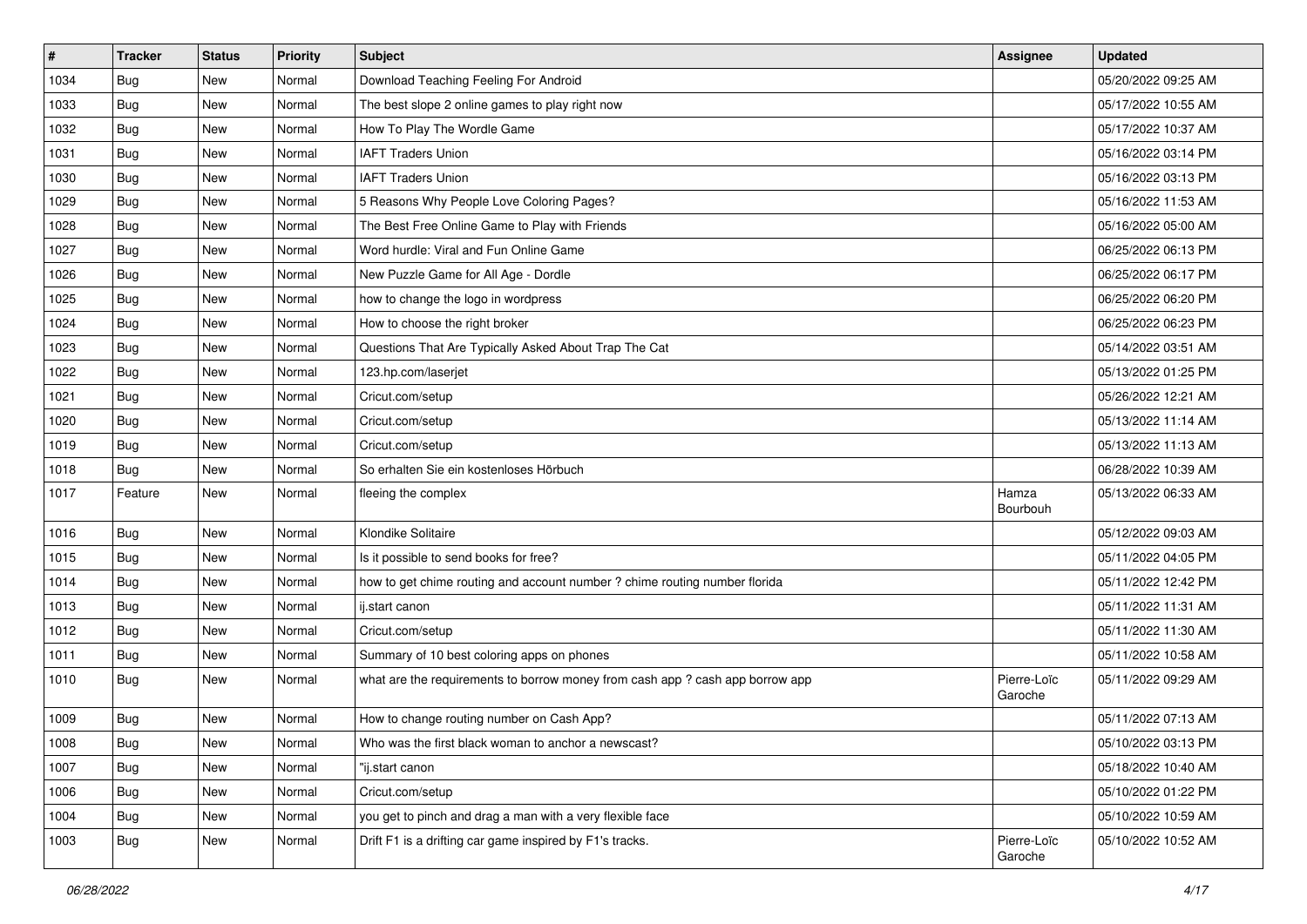| # | Tracker | Status | Priority | Subject | Assignee | Updated |
|---|---|---|---|---|---|---|
| 1034 | Bug | New | Normal | Download Teaching Feeling For Android | | 05/20/2022 09:25 AM |
| 1033 | Bug | New | Normal | The best slope 2 online games to play right now | | 05/17/2022 10:55 AM |
| 1032 | Bug | New | Normal | How To Play The Wordle Game | | 05/17/2022 10:37 AM |
| 1031 | Bug | New | Normal | IAFT Traders Union | | 05/16/2022 03:14 PM |
| 1030 | Bug | New | Normal | IAFT Traders Union | | 05/16/2022 03:13 PM |
| 1029 | Bug | New | Normal | 5 Reasons Why People Love Coloring Pages? | | 05/16/2022 11:53 AM |
| 1028 | Bug | New | Normal | The Best Free Online Game to Play with Friends | | 05/16/2022 05:00 AM |
| 1027 | Bug | New | Normal | Word hurdle: Viral and Fun Online Game | | 06/25/2022 06:13 PM |
| 1026 | Bug | New | Normal | New Puzzle Game for All Age - Dordle | | 06/25/2022 06:17 PM |
| 1025 | Bug | New | Normal | how to change the logo in wordpress | | 06/25/2022 06:20 PM |
| 1024 | Bug | New | Normal | How to choose the right broker | | 06/25/2022 06:23 PM |
| 1023 | Bug | New | Normal | Questions That Are Typically Asked About Trap The Cat | | 05/14/2022 03:51 AM |
| 1022 | Bug | New | Normal | 123.hp.com/laserjet | | 05/13/2022 01:25 PM |
| 1021 | Bug | New | Normal | Cricut.com/setup | | 05/26/2022 12:21 AM |
| 1020 | Bug | New | Normal | Cricut.com/setup | | 05/13/2022 11:14 AM |
| 1019 | Bug | New | Normal | Cricut.com/setup | | 05/13/2022 11:13 AM |
| 1018 | Bug | New | Normal | So erhalten Sie ein kostenloses Hörbuch | | 06/28/2022 10:39 AM |
| 1017 | Feature | New | Normal | fleeing the complex | Hamza Bourbouh | 05/13/2022 06:33 AM |
| 1016 | Bug | New | Normal | Klondike Solitaire | | 05/12/2022 09:03 AM |
| 1015 | Bug | New | Normal | Is it possible to send books for free? | | 05/11/2022 04:05 PM |
| 1014 | Bug | New | Normal | how to get chime routing and account number ? chime routing number florida | | 05/11/2022 12:42 PM |
| 1013 | Bug | New | Normal | ij.start canon | | 05/11/2022 11:31 AM |
| 1012 | Bug | New | Normal | Cricut.com/setup | | 05/11/2022 11:30 AM |
| 1011 | Bug | New | Normal | Summary of 10 best coloring apps on phones | | 05/11/2022 10:58 AM |
| 1010 | Bug | New | Normal | what are the requirements to borrow money from cash app ? cash app borrow app | Pierre-Loïc Garoche | 05/11/2022 09:29 AM |
| 1009 | Bug | New | Normal | How to change routing number on Cash App? | | 05/11/2022 07:13 AM |
| 1008 | Bug | New | Normal | Who was the first black woman to anchor a newscast? | | 05/10/2022 03:13 PM |
| 1007 | Bug | New | Normal | "ij.start canon | | 05/18/2022 10:40 AM |
| 1006 | Bug | New | Normal | Cricut.com/setup | | 05/10/2022 01:22 PM |
| 1004 | Bug | New | Normal | you get to pinch and drag a man with a very flexible face | | 05/10/2022 10:59 AM |
| 1003 | Bug | New | Normal | Drift F1 is a drifting car game inspired by F1's tracks. | Pierre-Loïc Garoche | 05/10/2022 10:52 AM |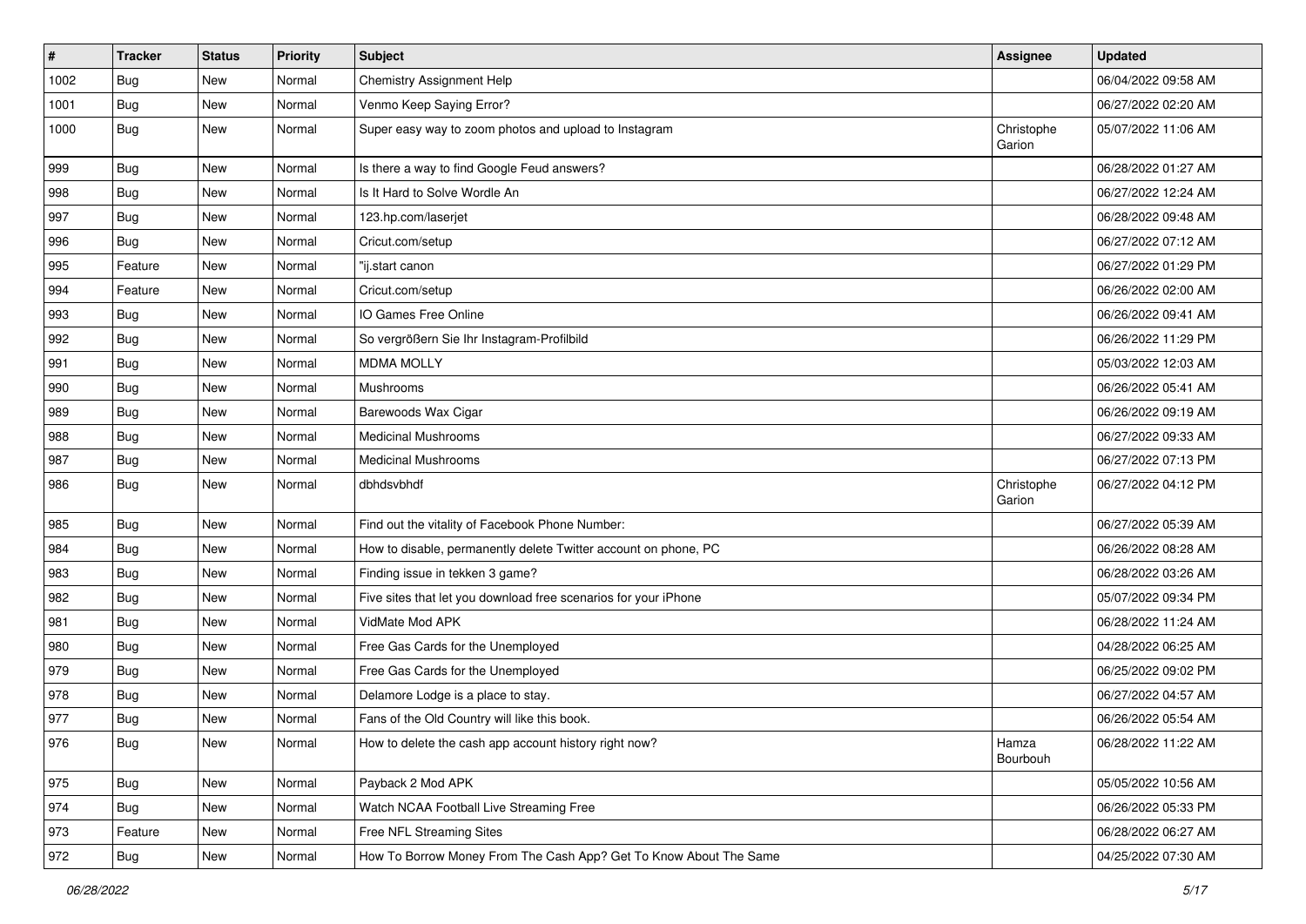| # | Tracker | Status | Priority | Subject | Assignee | Updated |
|---|---|---|---|---|---|---|
| 1002 | Bug | New | Normal | Chemistry Assignment Help | | 06/04/2022 09:58 AM |
| 1001 | Bug | New | Normal | Venmo Keep Saying Error? | | 06/27/2022 02:20 AM |
| 1000 | Bug | New | Normal | Super easy way to zoom photos and upload to Instagram | Christophe Garion | 05/07/2022 11:06 AM |
| 999 | Bug | New | Normal | Is there a way to find Google Feud answers? | | 06/28/2022 01:27 AM |
| 998 | Bug | New | Normal | Is It Hard to Solve Wordle An | | 06/27/2022 12:24 AM |
| 997 | Bug | New | Normal | 123.hp.com/laserjet | | 06/28/2022 09:48 AM |
| 996 | Bug | New | Normal | Cricut.com/setup | | 06/27/2022 07:12 AM |
| 995 | Feature | New | Normal | "ij.start canon | | 06/27/2022 01:29 PM |
| 994 | Feature | New | Normal | Cricut.com/setup | | 06/26/2022 02:00 AM |
| 993 | Bug | New | Normal | IO Games Free Online | | 06/26/2022 09:41 AM |
| 992 | Bug | New | Normal | So vergrößern Sie Ihr Instagram-Profilbild | | 06/26/2022 11:29 PM |
| 991 | Bug | New | Normal | MDMA MOLLY | | 05/03/2022 12:03 AM |
| 990 | Bug | New | Normal | Mushrooms | | 06/26/2022 05:41 AM |
| 989 | Bug | New | Normal | Barewoods Wax Cigar | | 06/26/2022 09:19 AM |
| 988 | Bug | New | Normal | Medicinal Mushrooms | | 06/27/2022 09:33 AM |
| 987 | Bug | New | Normal | Medicinal Mushrooms | | 06/27/2022 07:13 PM |
| 986 | Bug | New | Normal | dbhdsvbhdf | Christophe Garion | 06/27/2022 04:12 PM |
| 985 | Bug | New | Normal | Find out the vitality of Facebook Phone Number: | | 06/27/2022 05:39 AM |
| 984 | Bug | New | Normal | How to disable, permanently delete Twitter account on phone, PC | | 06/26/2022 08:28 AM |
| 983 | Bug | New | Normal | Finding issue in tekken 3 game? | | 06/28/2022 03:26 AM |
| 982 | Bug | New | Normal | Five sites that let you download free scenarios for your iPhone | | 05/07/2022 09:34 PM |
| 981 | Bug | New | Normal | VidMate Mod APK | | 06/28/2022 11:24 AM |
| 980 | Bug | New | Normal | Free Gas Cards for the Unemployed | | 04/28/2022 06:25 AM |
| 979 | Bug | New | Normal | Free Gas Cards for the Unemployed | | 06/25/2022 09:02 PM |
| 978 | Bug | New | Normal | Delamore Lodge is a place to stay. | | 06/27/2022 04:57 AM |
| 977 | Bug | New | Normal | Fans of the Old Country will like this book. | | 06/26/2022 05:54 AM |
| 976 | Bug | New | Normal | How to delete the cash app account history right now? | Hamza Bourbouh | 06/28/2022 11:22 AM |
| 975 | Bug | New | Normal | Payback 2 Mod APK | | 05/05/2022 10:56 AM |
| 974 | Bug | New | Normal | Watch NCAA Football Live Streaming Free | | 06/26/2022 05:33 PM |
| 973 | Feature | New | Normal | Free NFL Streaming Sites | | 06/28/2022 06:27 AM |
| 972 | Bug | New | Normal | How To Borrow Money From The Cash App? Get To Know About The Same | | 04/25/2022 07:30 AM |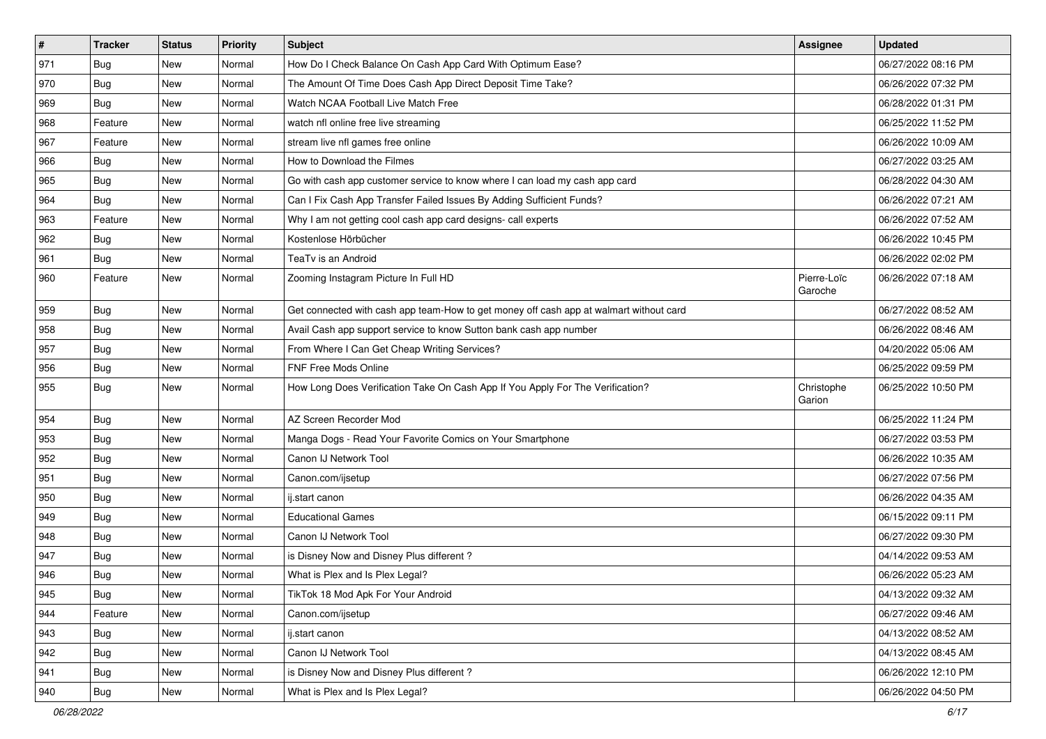| # | Tracker | Status | Priority | Subject | Assignee | Updated |
|---|---|---|---|---|---|---|
| 971 | Bug | New | Normal | How Do I Check Balance On Cash App Card With Optimum Ease? | | 06/27/2022 08:16 PM |
| 970 | Bug | New | Normal | The Amount Of Time Does Cash App Direct Deposit Time Take? | | 06/26/2022 07:32 PM |
| 969 | Bug | New | Normal | Watch NCAA Football Live Match Free | | 06/28/2022 01:31 PM |
| 968 | Feature | New | Normal | watch nfl online free live streaming | | 06/25/2022 11:52 PM |
| 967 | Feature | New | Normal | stream live nfl games free online | | 06/26/2022 10:09 AM |
| 966 | Bug | New | Normal | How to Download the Filmes | | 06/27/2022 03:25 AM |
| 965 | Bug | New | Normal | Go with cash app customer service to know where I can load my cash app card | | 06/28/2022 04:30 AM |
| 964 | Bug | New | Normal | Can I Fix Cash App Transfer Failed Issues By Adding Sufficient Funds? | | 06/26/2022 07:21 AM |
| 963 | Feature | New | Normal | Why I am not getting cool cash app card designs- call experts | | 06/26/2022 07:52 AM |
| 962 | Bug | New | Normal | Kostenlose Hörbücher | | 06/26/2022 10:45 PM |
| 961 | Bug | New | Normal | TeaTv is an Android | | 06/26/2022 02:02 PM |
| 960 | Feature | New | Normal | Zooming Instagram Picture In Full HD | Pierre-Loïc Garoche | 06/26/2022 07:18 AM |
| 959 | Bug | New | Normal | Get connected with cash app team-How to get money off cash app at walmart without card | | 06/27/2022 08:52 AM |
| 958 | Bug | New | Normal | Avail Cash app support service to know Sutton bank cash app number | | 06/26/2022 08:46 AM |
| 957 | Bug | New | Normal | From Where I Can Get Cheap Writing Services? | | 04/20/2022 05:06 AM |
| 956 | Bug | New | Normal | FNF Free Mods Online | | 06/25/2022 09:59 PM |
| 955 | Bug | New | Normal | How Long Does Verification Take On Cash App If You Apply For The Verification? | Christophe Garion | 06/25/2022 10:50 PM |
| 954 | Bug | New | Normal | AZ Screen Recorder Mod | | 06/25/2022 11:24 PM |
| 953 | Bug | New | Normal | Manga Dogs - Read Your Favorite Comics on Your Smartphone | | 06/27/2022 03:53 PM |
| 952 | Bug | New | Normal | Canon IJ Network Tool | | 06/26/2022 10:35 AM |
| 951 | Bug | New | Normal | Canon.com/ijsetup | | 06/27/2022 07:56 PM |
| 950 | Bug | New | Normal | ij.start canon | | 06/26/2022 04:35 AM |
| 949 | Bug | New | Normal | Educational Games | | 06/15/2022 09:11 PM |
| 948 | Bug | New | Normal | Canon IJ Network Tool | | 06/27/2022 09:30 PM |
| 947 | Bug | New | Normal | is Disney Now and Disney Plus different ? | | 04/14/2022 09:53 AM |
| 946 | Bug | New | Normal | What is Plex and Is Plex Legal? | | 06/26/2022 05:23 AM |
| 945 | Bug | New | Normal | TikTok 18 Mod Apk For Your Android | | 04/13/2022 09:32 AM |
| 944 | Feature | New | Normal | Canon.com/ijsetup | | 06/27/2022 09:46 AM |
| 943 | Bug | New | Normal | ij.start canon | | 04/13/2022 08:52 AM |
| 942 | Bug | New | Normal | Canon IJ Network Tool | | 04/13/2022 08:45 AM |
| 941 | Bug | New | Normal | is Disney Now and Disney Plus different ? | | 06/26/2022 12:10 PM |
| 940 | Bug | New | Normal | What is Plex and Is Plex Legal? | | 06/26/2022 04:50 PM |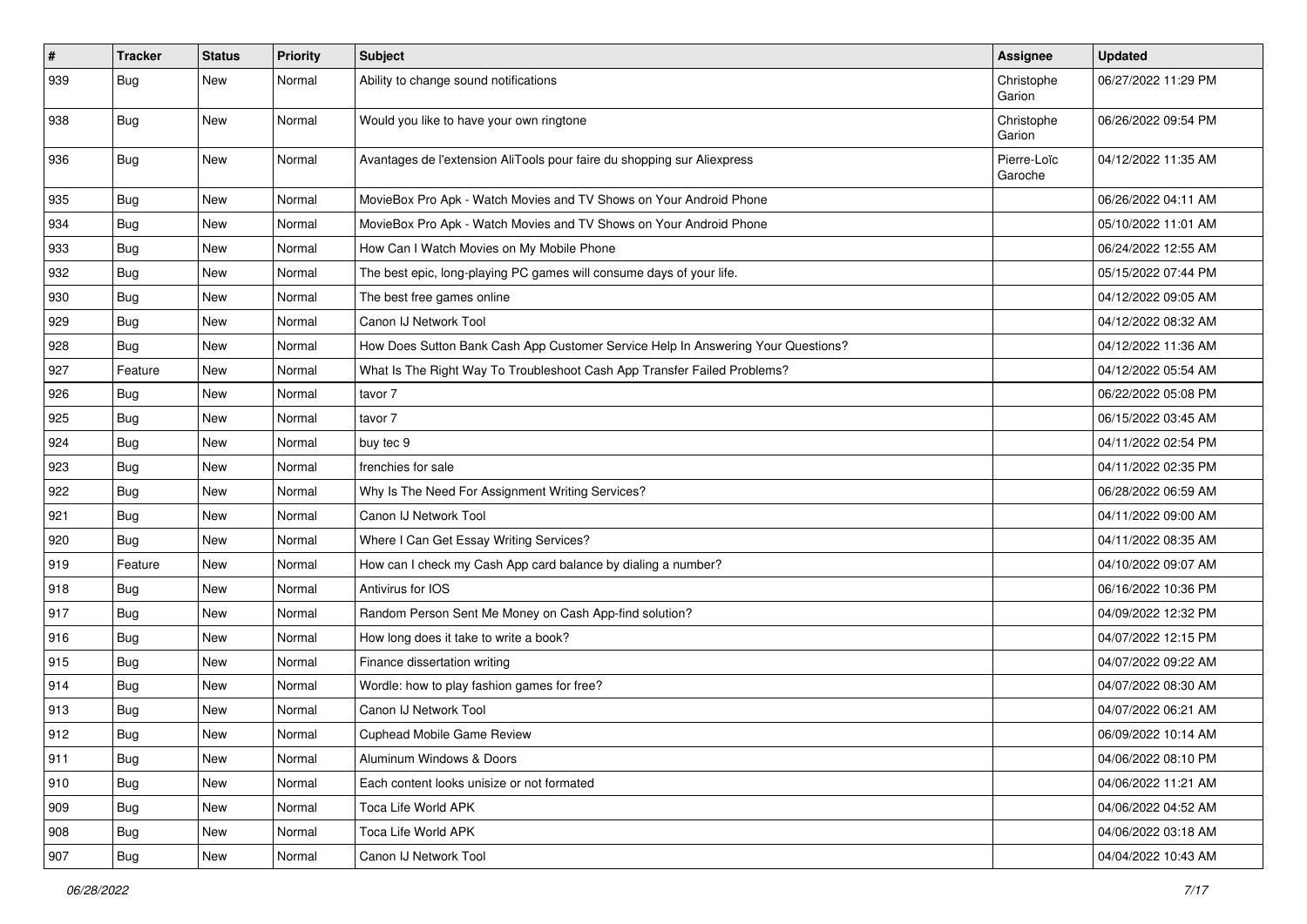| # | Tracker | Status | Priority | Subject | Assignee | Updated |
|---|---|---|---|---|---|---|
| 939 | Bug | New | Normal | Ability to change sound notifications | Christophe Garion | 06/27/2022 11:29 PM |
| 938 | Bug | New | Normal | Would you like to have your own ringtone | Christophe Garion | 06/26/2022 09:54 PM |
| 936 | Bug | New | Normal | Avantages de l'extension AliTools pour faire du shopping sur Aliexpress | Pierre-Loïc Garoche | 04/12/2022 11:35 AM |
| 935 | Bug | New | Normal | MovieBox Pro Apk - Watch Movies and TV Shows on Your Android Phone | | 06/26/2022 04:11 AM |
| 934 | Bug | New | Normal | MovieBox Pro Apk - Watch Movies and TV Shows on Your Android Phone | | 05/10/2022 11:01 AM |
| 933 | Bug | New | Normal | How Can I Watch Movies on My Mobile Phone | | 06/24/2022 12:55 AM |
| 932 | Bug | New | Normal | The best epic, long-playing PC games will consume days of your life. | | 05/15/2022 07:44 PM |
| 930 | Bug | New | Normal | The best free games online | | 04/12/2022 09:05 AM |
| 929 | Bug | New | Normal | Canon IJ Network Tool | | 04/12/2022 08:32 AM |
| 928 | Bug | New | Normal | How Does Sutton Bank Cash App Customer Service Help In Answering Your Questions? | | 04/12/2022 11:36 AM |
| 927 | Feature | New | Normal | What Is The Right Way To Troubleshoot Cash App Transfer Failed Problems? | | 04/12/2022 05:54 AM |
| 926 | Bug | New | Normal | tavor 7 | | 06/22/2022 05:08 PM |
| 925 | Bug | New | Normal | tavor 7 | | 06/15/2022 03:45 AM |
| 924 | Bug | New | Normal | buy tec 9 | | 04/11/2022 02:54 PM |
| 923 | Bug | New | Normal | frenchies for sale | | 04/11/2022 02:35 PM |
| 922 | Bug | New | Normal | Why Is The Need For Assignment Writing Services? | | 06/28/2022 06:59 AM |
| 921 | Bug | New | Normal | Canon IJ Network Tool | | 04/11/2022 09:00 AM |
| 920 | Bug | New | Normal | Where I Can Get Essay Writing Services? | | 04/11/2022 08:35 AM |
| 919 | Feature | New | Normal | How can I check my Cash App card balance by dialing a number? | | 04/10/2022 09:07 AM |
| 918 | Bug | New | Normal | Antivirus for IOS | | 06/16/2022 10:36 PM |
| 917 | Bug | New | Normal | Random Person Sent Me Money on Cash App-find solution? | | 04/09/2022 12:32 PM |
| 916 | Bug | New | Normal | How long does it take to write a book? | | 04/07/2022 12:15 PM |
| 915 | Bug | New | Normal | Finance dissertation writing | | 04/07/2022 09:22 AM |
| 914 | Bug | New | Normal | Wordle: how to play fashion games for free? | | 04/07/2022 08:30 AM |
| 913 | Bug | New | Normal | Canon IJ Network Tool | | 04/07/2022 06:21 AM |
| 912 | Bug | New | Normal | Cuphead Mobile Game Review | | 06/09/2022 10:14 AM |
| 911 | Bug | New | Normal | Aluminum Windows & Doors | | 04/06/2022 08:10 PM |
| 910 | Bug | New | Normal | Each content looks unisize or not formated | | 04/06/2022 11:21 AM |
| 909 | Bug | New | Normal | Toca Life World APK | | 04/06/2022 04:52 AM |
| 908 | Bug | New | Normal | Toca Life World APK | | 04/06/2022 03:18 AM |
| 907 | Bug | New | Normal | Canon IJ Network Tool | | 04/04/2022 10:43 AM |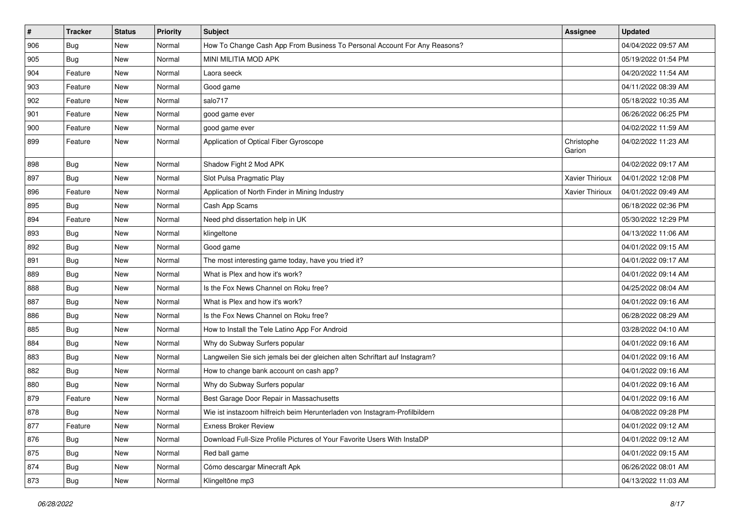| # | Tracker | Status | Priority | Subject | Assignee | Updated |
|---|---|---|---|---|---|---|
| 906 | Bug | New | Normal | How To Change Cash App From Business To Personal Account For Any Reasons? | | 04/04/2022 09:57 AM |
| 905 | Bug | New | Normal | MINI MILITIA MOD APK | | 05/19/2022 01:54 PM |
| 904 | Feature | New | Normal | Laora seeck | | 04/20/2022 11:54 AM |
| 903 | Feature | New | Normal | Good game | | 04/11/2022 08:39 AM |
| 902 | Feature | New | Normal | salo717 | | 05/18/2022 10:35 AM |
| 901 | Feature | New | Normal | good game ever | | 06/26/2022 06:25 PM |
| 900 | Feature | New | Normal | good game ever | | 04/02/2022 11:59 AM |
| 899 | Feature | New | Normal | Application of Optical Fiber Gyroscope | Christophe Garion | 04/02/2022 11:23 AM |
| 898 | Bug | New | Normal | Shadow Fight 2 Mod APK | | 04/02/2022 09:17 AM |
| 897 | Bug | New | Normal | Slot Pulsa Pragmatic Play | Xavier Thirioux | 04/01/2022 12:08 PM |
| 896 | Feature | New | Normal | Application of North Finder in Mining Industry | Xavier Thirioux | 04/01/2022 09:49 AM |
| 895 | Bug | New | Normal | Cash App Scams | | 06/18/2022 02:36 PM |
| 894 | Feature | New | Normal | Need phd dissertation help in UK | | 05/30/2022 12:29 PM |
| 893 | Bug | New | Normal | klingeltone | | 04/13/2022 11:06 AM |
| 892 | Bug | New | Normal | Good game | | 04/01/2022 09:15 AM |
| 891 | Bug | New | Normal | The most interesting game today, have you tried it? | | 04/01/2022 09:17 AM |
| 889 | Bug | New | Normal | What is Plex and how it's work? | | 04/01/2022 09:14 AM |
| 888 | Bug | New | Normal | Is the Fox News Channel on Roku free? | | 04/25/2022 08:04 AM |
| 887 | Bug | New | Normal | What is Plex and how it's work? | | 04/01/2022 09:16 AM |
| 886 | Bug | New | Normal | Is the Fox News Channel on Roku free? | | 06/28/2022 08:29 AM |
| 885 | Bug | New | Normal | How to Install the Tele Latino App For Android | | 03/28/2022 04:10 AM |
| 884 | Bug | New | Normal | Why do Subway Surfers popular | | 04/01/2022 09:16 AM |
| 883 | Bug | New | Normal | Langweilen Sie sich jemals bei der gleichen alten Schriftart auf Instagram? | | 04/01/2022 09:16 AM |
| 882 | Bug | New | Normal | How to change bank account on cash app? | | 04/01/2022 09:16 AM |
| 880 | Bug | New | Normal | Why do Subway Surfers popular | | 04/01/2022 09:16 AM |
| 879 | Feature | New | Normal | Best Garage Door Repair in Massachusetts | | 04/01/2022 09:16 AM |
| 878 | Bug | New | Normal | Wie ist instazoom hilfreich beim Herunterladen von Instagram-Profilbildern | | 04/08/2022 09:28 PM |
| 877 | Feature | New | Normal | Exness Broker Review | | 04/01/2022 09:12 AM |
| 876 | Bug | New | Normal | Download Full-Size Profile Pictures of Your Favorite Users With InstaDP | | 04/01/2022 09:12 AM |
| 875 | Bug | New | Normal | Red ball game | | 04/01/2022 09:15 AM |
| 874 | Bug | New | Normal | Cómo descargar Minecraft Apk | | 06/26/2022 08:01 AM |
| 873 | Bug | New | Normal | Klingeltöne mp3 | | 04/13/2022 11:03 AM |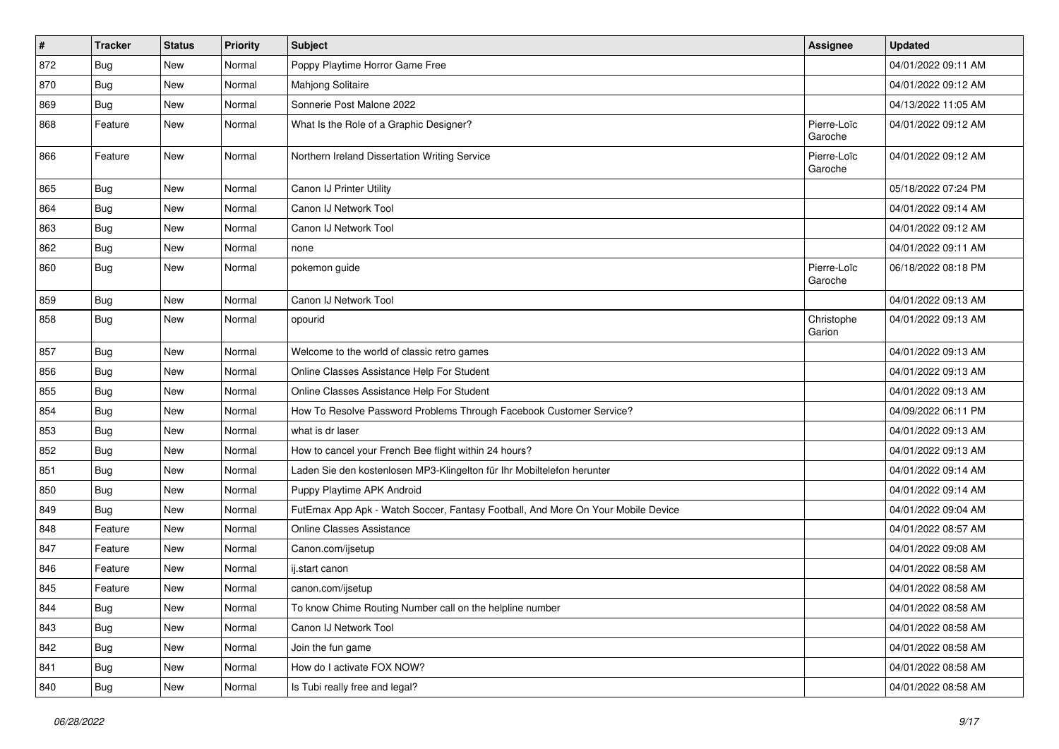| # | Tracker | Status | Priority | Subject | Assignee | Updated |
|---|---|---|---|---|---|---|
| 872 | Bug | New | Normal | Poppy Playtime Horror Game Free | | 04/01/2022 09:11 AM |
| 870 | Bug | New | Normal | Mahjong Solitaire | | 04/01/2022 09:12 AM |
| 869 | Bug | New | Normal | Sonnerie Post Malone 2022 | | 04/13/2022 11:05 AM |
| 868 | Feature | New | Normal | What Is the Role of a Graphic Designer? | Pierre-Loïc Garoche | 04/01/2022 09:12 AM |
| 866 | Feature | New | Normal | Northern Ireland Dissertation Writing Service | Pierre-Loïc Garoche | 04/01/2022 09:12 AM |
| 865 | Bug | New | Normal | Canon IJ Printer Utility | | 05/18/2022 07:24 PM |
| 864 | Bug | New | Normal | Canon IJ Network Tool | | 04/01/2022 09:14 AM |
| 863 | Bug | New | Normal | Canon IJ Network Tool | | 04/01/2022 09:12 AM |
| 862 | Bug | New | Normal | none | | 04/01/2022 09:11 AM |
| 860 | Bug | New | Normal | pokemon guide | Pierre-Loïc Garoche | 06/18/2022 08:18 PM |
| 859 | Bug | New | Normal | Canon IJ Network Tool | | 04/01/2022 09:13 AM |
| 858 | Bug | New | Normal | opourid | Christophe Garion | 04/01/2022 09:13 AM |
| 857 | Bug | New | Normal | Welcome to the world of classic retro games | | 04/01/2022 09:13 AM |
| 856 | Bug | New | Normal | Online Classes Assistance Help For Student | | 04/01/2022 09:13 AM |
| 855 | Bug | New | Normal | Online Classes Assistance Help For Student | | 04/01/2022 09:13 AM |
| 854 | Bug | New | Normal | How To Resolve Password Problems Through Facebook Customer Service? | | 04/09/2022 06:11 PM |
| 853 | Bug | New | Normal | what is dr laser | | 04/01/2022 09:13 AM |
| 852 | Bug | New | Normal | How to cancel your French Bee flight within 24 hours? | | 04/01/2022 09:13 AM |
| 851 | Bug | New | Normal | Laden Sie den kostenlosen MP3-Klingelton für Ihr Mobiltelefon herunter | | 04/01/2022 09:14 AM |
| 850 | Bug | New | Normal | Puppy Playtime APK Android | | 04/01/2022 09:14 AM |
| 849 | Bug | New | Normal | FutEmax App Apk - Watch Soccer, Fantasy Football, And More On Your Mobile Device | | 04/01/2022 09:04 AM |
| 848 | Feature | New | Normal | Online Classes Assistance | | 04/01/2022 08:57 AM |
| 847 | Feature | New | Normal | Canon.com/ijsetup | | 04/01/2022 09:08 AM |
| 846 | Feature | New | Normal | ij.start canon | | 04/01/2022 08:58 AM |
| 845 | Feature | New | Normal | canon.com/ijsetup | | 04/01/2022 08:58 AM |
| 844 | Bug | New | Normal | To know Chime Routing Number call on the helpline number | | 04/01/2022 08:58 AM |
| 843 | Bug | New | Normal | Canon IJ Network Tool | | 04/01/2022 08:58 AM |
| 842 | Bug | New | Normal | Join the fun game | | 04/01/2022 08:58 AM |
| 841 | Bug | New | Normal | How do I activate FOX NOW? | | 04/01/2022 08:58 AM |
| 840 | Bug | New | Normal | Is Tubi really free and legal? | | 04/01/2022 08:58 AM |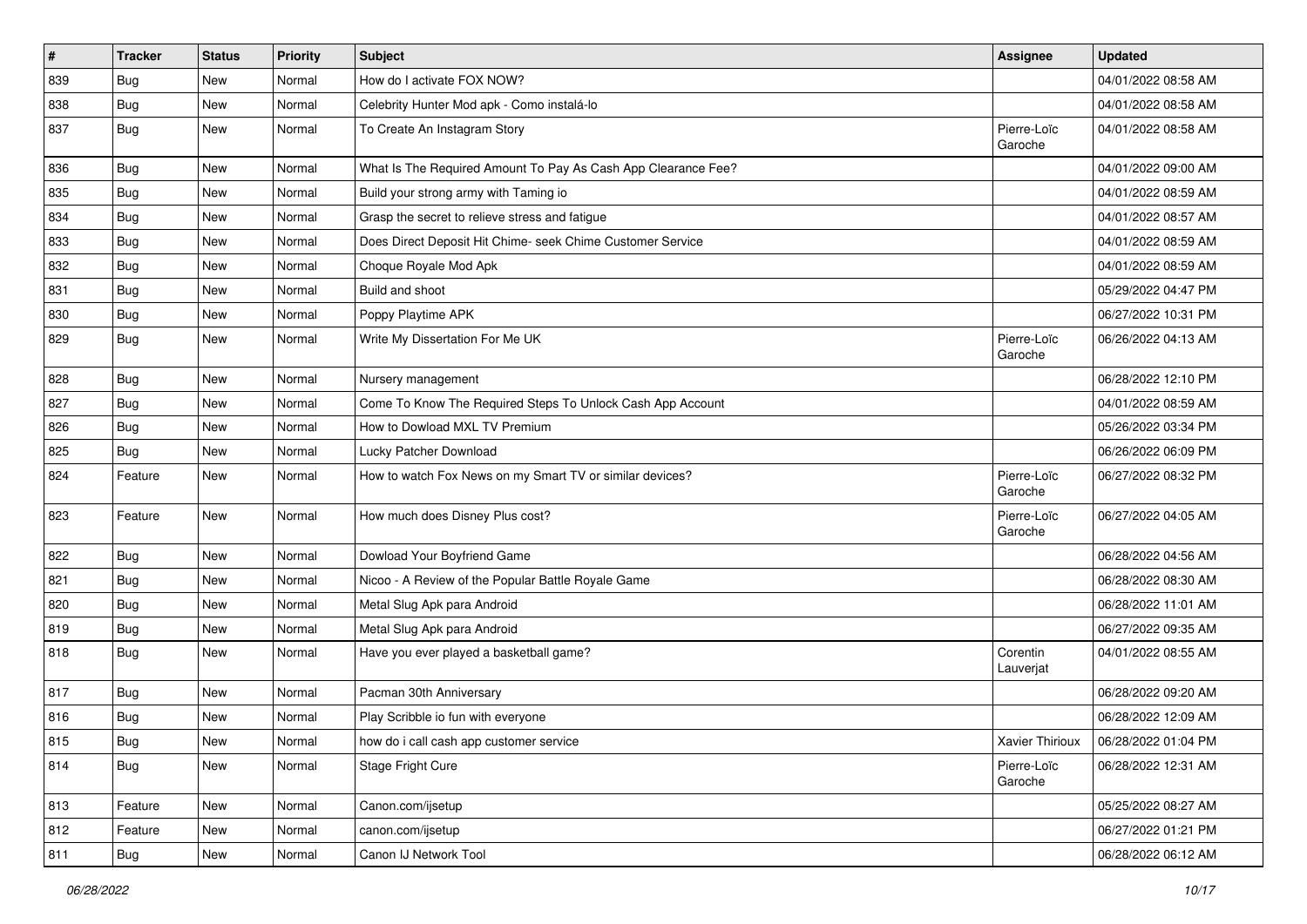| # | Tracker | Status | Priority | Subject | Assignee | Updated |
|---|---|---|---|---|---|---|
| 839 | Bug | New | Normal | How do I activate FOX NOW? | | 04/01/2022 08:58 AM |
| 838 | Bug | New | Normal | Celebrity Hunter Mod apk - Como instalá-lo | | 04/01/2022 08:58 AM |
| 837 | Bug | New | Normal | To Create An Instagram Story | Pierre-Loïc Garoche | 04/01/2022 08:58 AM |
| 836 | Bug | New | Normal | What Is The Required Amount To Pay As Cash App Clearance Fee? | | 04/01/2022 09:00 AM |
| 835 | Bug | New | Normal | Build your strong army with Taming io | | 04/01/2022 08:59 AM |
| 834 | Bug | New | Normal | Grasp the secret to relieve stress and fatigue | | 04/01/2022 08:57 AM |
| 833 | Bug | New | Normal | Does Direct Deposit Hit Chime- seek Chime Customer Service | | 04/01/2022 08:59 AM |
| 832 | Bug | New | Normal | Choque Royale Mod Apk | | 04/01/2022 08:59 AM |
| 831 | Bug | New | Normal | Build and shoot | | 05/29/2022 04:47 PM |
| 830 | Bug | New | Normal | Poppy Playtime APK | | 06/27/2022 10:31 PM |
| 829 | Bug | New | Normal | Write My Dissertation For Me UK | Pierre-Loïc Garoche | 06/26/2022 04:13 AM |
| 828 | Bug | New | Normal | Nursery management | | 06/28/2022 12:10 PM |
| 827 | Bug | New | Normal | Come To Know The Required Steps To Unlock Cash App Account | | 04/01/2022 08:59 AM |
| 826 | Bug | New | Normal | How to Dowload MXL TV Premium | | 05/26/2022 03:34 PM |
| 825 | Bug | New | Normal | Lucky Patcher Download | | 06/26/2022 06:09 PM |
| 824 | Feature | New | Normal | How to watch Fox News on my Smart TV or similar devices? | Pierre-Loïc Garoche | 06/27/2022 08:32 PM |
| 823 | Feature | New | Normal | How much does Disney Plus cost? | Pierre-Loïc Garoche | 06/27/2022 04:05 AM |
| 822 | Bug | New | Normal | Dowload Your Boyfriend Game | | 06/28/2022 04:56 AM |
| 821 | Bug | New | Normal | Nicoo - A Review of the Popular Battle Royale Game | | 06/28/2022 08:30 AM |
| 820 | Bug | New | Normal | Metal Slug Apk para Android | | 06/28/2022 11:01 AM |
| 819 | Bug | New | Normal | Metal Slug Apk para Android | | 06/27/2022 09:35 AM |
| 818 | Bug | New | Normal | Have you ever played a basketball game? | Corentin Lauverjat | 04/01/2022 08:55 AM |
| 817 | Bug | New | Normal | Pacman 30th Anniversary | | 06/28/2022 09:20 AM |
| 816 | Bug | New | Normal | Play Scribble io fun with everyone | | 06/28/2022 12:09 AM |
| 815 | Bug | New | Normal | how do i call cash app customer service | Xavier Thirioux | 06/28/2022 01:04 PM |
| 814 | Bug | New | Normal | Stage Fright Cure | Pierre-Loïc Garoche | 06/28/2022 12:31 AM |
| 813 | Feature | New | Normal | Canon.com/ijsetup | | 05/25/2022 08:27 AM |
| 812 | Feature | New | Normal | canon.com/ijsetup | | 06/27/2022 01:21 PM |
| 811 | Bug | New | Normal | Canon IJ Network Tool | | 06/28/2022 06:12 AM |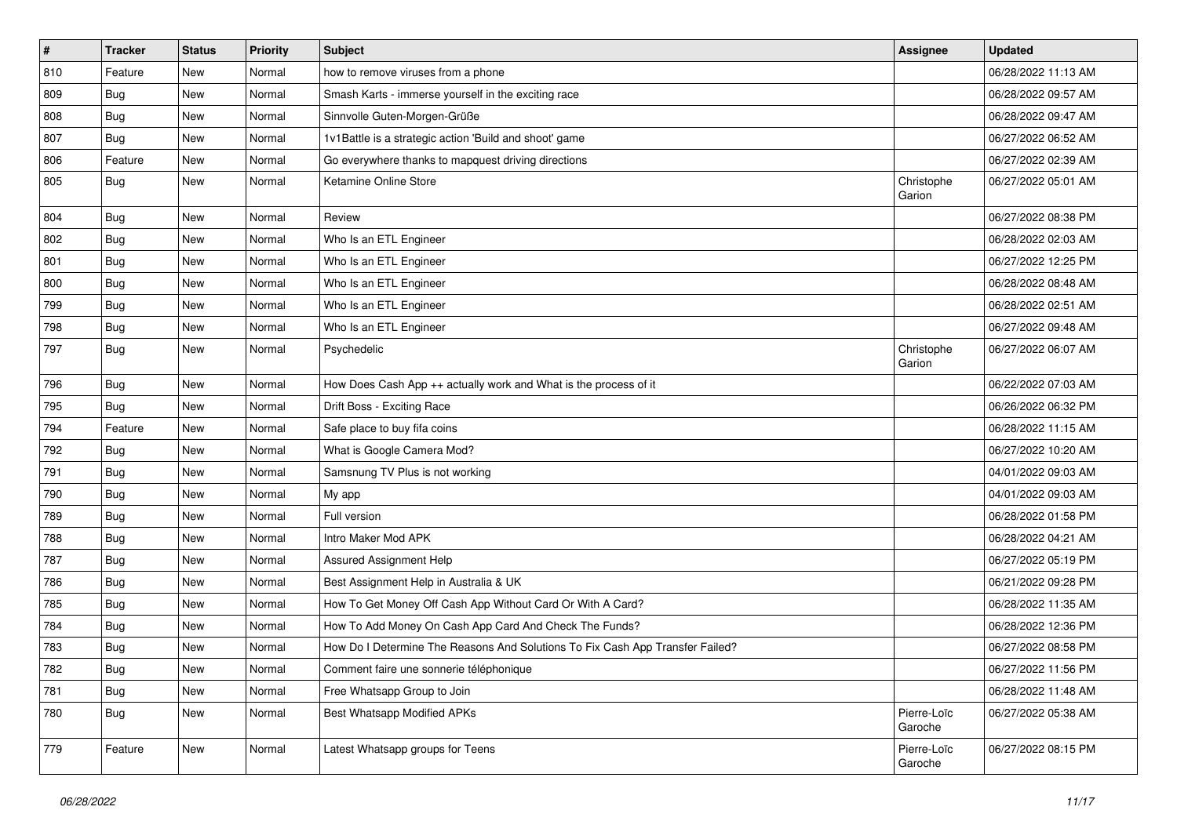| # | Tracker | Status | Priority | Subject | Assignee | Updated |
|---|---|---|---|---|---|---|
| 810 | Feature | New | Normal | how to remove viruses from a phone | | 06/28/2022 11:13 AM |
| 809 | Bug | New | Normal | Smash Karts - immerse yourself in the exciting race | | 06/28/2022 09:57 AM |
| 808 | Bug | New | Normal | Sinnvolle Guten-Morgen-Grüße | | 06/28/2022 09:47 AM |
| 807 | Bug | New | Normal | 1v1Battle is a strategic action 'Build and shoot' game | | 06/27/2022 06:52 AM |
| 806 | Feature | New | Normal | Go everywhere thanks to mapquest driving directions | | 06/27/2022 02:39 AM |
| 805 | Bug | New | Normal | Ketamine Online Store | Christophe Garion | 06/27/2022 05:01 AM |
| 804 | Bug | New | Normal | Review | | 06/27/2022 08:38 PM |
| 802 | Bug | New | Normal | Who Is an ETL Engineer | | 06/28/2022 02:03 AM |
| 801 | Bug | New | Normal | Who Is an ETL Engineer | | 06/27/2022 12:25 PM |
| 800 | Bug | New | Normal | Who Is an ETL Engineer | | 06/28/2022 08:48 AM |
| 799 | Bug | New | Normal | Who Is an ETL Engineer | | 06/28/2022 02:51 AM |
| 798 | Bug | New | Normal | Who Is an ETL Engineer | | 06/27/2022 09:48 AM |
| 797 | Bug | New | Normal | Psychedelic | Christophe Garion | 06/27/2022 06:07 AM |
| 796 | Bug | New | Normal | How Does Cash App ++ actually work and What is the process of it | | 06/22/2022 07:03 AM |
| 795 | Bug | New | Normal | Drift Boss - Exciting Race | | 06/26/2022 06:32 PM |
| 794 | Feature | New | Normal | Safe place to buy fifa coins | | 06/28/2022 11:15 AM |
| 792 | Bug | New | Normal | What is Google Camera Mod? | | 06/27/2022 10:20 AM |
| 791 | Bug | New | Normal | Samsnung TV Plus is not working | | 04/01/2022 09:03 AM |
| 790 | Bug | New | Normal | My app | | 04/01/2022 09:03 AM |
| 789 | Bug | New | Normal | Full version | | 06/28/2022 01:58 PM |
| 788 | Bug | New | Normal | Intro Maker Mod APK | | 06/28/2022 04:21 AM |
| 787 | Bug | New | Normal | Assured Assignment Help | | 06/27/2022 05:19 PM |
| 786 | Bug | New | Normal | Best Assignment Help in Australia & UK | | 06/21/2022 09:28 PM |
| 785 | Bug | New | Normal | How To Get Money Off Cash App Without Card Or With A Card? | | 06/28/2022 11:35 AM |
| 784 | Bug | New | Normal | How To Add Money On Cash App Card And Check The Funds? | | 06/28/2022 12:36 PM |
| 783 | Bug | New | Normal | How Do I Determine The Reasons And Solutions To Fix Cash App Transfer Failed? | | 06/27/2022 08:58 PM |
| 782 | Bug | New | Normal | Comment faire une sonnerie téléphonique | | 06/27/2022 11:56 PM |
| 781 | Bug | New | Normal | Free Whatsapp Group to Join | | 06/28/2022 11:48 AM |
| 780 | Bug | New | Normal | Best Whatsapp Modified APKs | Pierre-Loïc Garoche | 06/27/2022 05:38 AM |
| 779 | Feature | New | Normal | Latest Whatsapp groups for Teens | Pierre-Loïc Garoche | 06/27/2022 08:15 PM |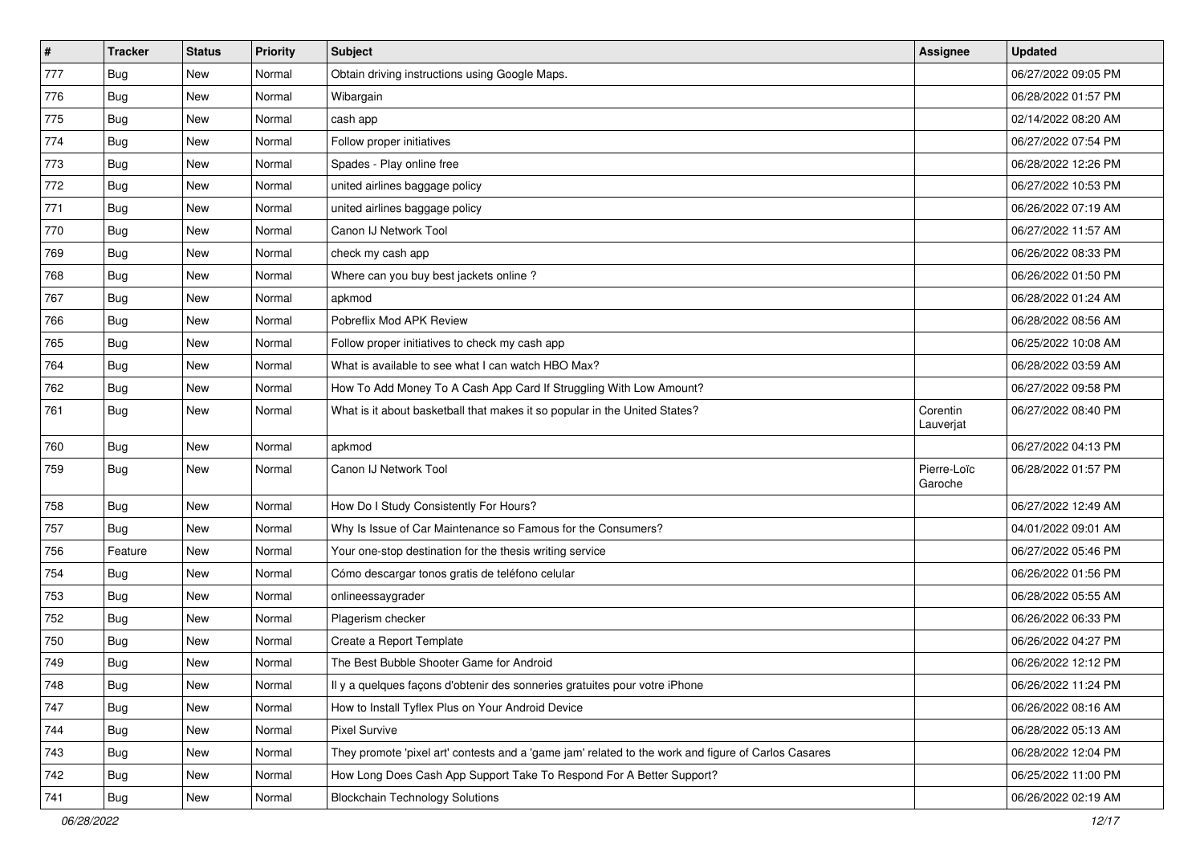| # | Tracker | Status | Priority | Subject | Assignee | Updated |
|---|---|---|---|---|---|---|
| 777 | Bug | New | Normal | Obtain driving instructions using Google Maps. | | 06/27/2022 09:05 PM |
| 776 | Bug | New | Normal | Wibargain | | 06/28/2022 01:57 PM |
| 775 | Bug | New | Normal | cash app | | 02/14/2022 08:20 AM |
| 774 | Bug | New | Normal | Follow proper initiatives | | 06/27/2022 07:54 PM |
| 773 | Bug | New | Normal | Spades - Play online free | | 06/28/2022 12:26 PM |
| 772 | Bug | New | Normal | united airlines baggage policy | | 06/27/2022 10:53 PM |
| 771 | Bug | New | Normal | united airlines baggage policy | | 06/26/2022 07:19 AM |
| 770 | Bug | New | Normal | Canon IJ Network Tool | | 06/27/2022 11:57 AM |
| 769 | Bug | New | Normal | check my cash app | | 06/26/2022 08:33 PM |
| 768 | Bug | New | Normal | Where can you buy best jackets online ? | | 06/26/2022 01:50 PM |
| 767 | Bug | New | Normal | apkmod | | 06/28/2022 01:24 AM |
| 766 | Bug | New | Normal | Pobreflix Mod APK Review | | 06/28/2022 08:56 AM |
| 765 | Bug | New | Normal | Follow proper initiatives to check my cash app | | 06/25/2022 10:08 AM |
| 764 | Bug | New | Normal | What is available to see what I can watch HBO Max? | | 06/28/2022 03:59 AM |
| 762 | Bug | New | Normal | How To Add Money To A Cash App Card If Struggling With Low Amount? | | 06/27/2022 09:58 PM |
| 761 | Bug | New | Normal | What is it about basketball that makes it so popular in the United States? | Corentin Lauverjat | 06/27/2022 08:40 PM |
| 760 | Bug | New | Normal | apkmod | | 06/27/2022 04:13 PM |
| 759 | Bug | New | Normal | Canon IJ Network Tool | Pierre-Loïc Garoche | 06/28/2022 01:57 PM |
| 758 | Bug | New | Normal | How Do I Study Consistently For Hours? | | 06/27/2022 12:49 AM |
| 757 | Bug | New | Normal | Why Is Issue of Car Maintenance so Famous for the Consumers? | | 04/01/2022 09:01 AM |
| 756 | Feature | New | Normal | Your one-stop destination for the thesis writing service | | 06/27/2022 05:46 PM |
| 754 | Bug | New | Normal | Cómo descargar tonos gratis de teléfono celular | | 06/26/2022 01:56 PM |
| 753 | Bug | New | Normal | onlineessaygrader | | 06/28/2022 05:55 AM |
| 752 | Bug | New | Normal | Plagerism checker | | 06/26/2022 06:33 PM |
| 750 | Bug | New | Normal | Create a Report Template | | 06/26/2022 04:27 PM |
| 749 | Bug | New | Normal | The Best Bubble Shooter Game for Android | | 06/26/2022 12:12 PM |
| 748 | Bug | New | Normal | Il y a quelques façons d'obtenir des sonneries gratuites pour votre iPhone | | 06/26/2022 11:24 PM |
| 747 | Bug | New | Normal | How to Install Tyflex Plus on Your Android Device | | 06/26/2022 08:16 AM |
| 744 | Bug | New | Normal | Pixel Survive | | 06/28/2022 05:13 AM |
| 743 | Bug | New | Normal | They promote 'pixel art' contests and a 'game jam' related to the work and figure of Carlos Casares | | 06/28/2022 12:04 PM |
| 742 | Bug | New | Normal | How Long Does Cash App Support Take To Respond For A Better Support? | | 06/25/2022 11:00 PM |
| 741 | Bug | New | Normal | Blockchain Technology Solutions | | 06/26/2022 02:19 AM |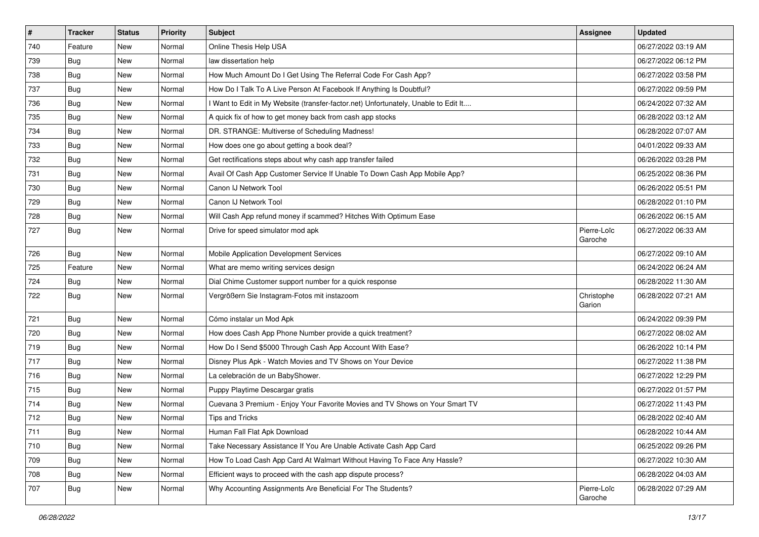| # | Tracker | Status | Priority | Subject | Assignee | Updated |
|---|---|---|---|---|---|---|
| 740 | Feature | New | Normal | Online Thesis Help USA | | 06/27/2022 03:19 AM |
| 739 | Bug | New | Normal | law dissertation help | | 06/27/2022 06:12 PM |
| 738 | Bug | New | Normal | How Much Amount Do I Get Using The Referral Code For Cash App? | | 06/27/2022 03:58 PM |
| 737 | Bug | New | Normal | How Do I Talk To A Live Person At Facebook If Anything Is Doubtful? | | 06/27/2022 09:59 PM |
| 736 | Bug | New | Normal | I Want to Edit in My Website (transfer-factor.net) Unfortunately, Unable to Edit It.... | | 06/24/2022 07:32 AM |
| 735 | Bug | New | Normal | A quick fix of how to get money back from cash app stocks | | 06/28/2022 03:12 AM |
| 734 | Bug | New | Normal | DR. STRANGE: Multiverse of Scheduling Madness! | | 06/28/2022 07:07 AM |
| 733 | Bug | New | Normal | How does one go about getting a book deal? | | 04/01/2022 09:33 AM |
| 732 | Bug | New | Normal | Get rectifications steps about why cash app transfer failed | | 06/26/2022 03:28 PM |
| 731 | Bug | New | Normal | Avail Of Cash App Customer Service If Unable To Down Cash App Mobile App? | | 06/25/2022 08:36 PM |
| 730 | Bug | New | Normal | Canon IJ Network Tool | | 06/26/2022 05:51 PM |
| 729 | Bug | New | Normal | Canon IJ Network Tool | | 06/28/2022 01:10 PM |
| 728 | Bug | New | Normal | Will Cash App refund money if scammed? Hitches With Optimum Ease | | 06/26/2022 06:15 AM |
| 727 | Bug | New | Normal | Drive for speed simulator mod apk | Pierre-Loïc Garoche | 06/27/2022 06:33 AM |
| 726 | Bug | New | Normal | Mobile Application Development Services | | 06/27/2022 09:10 AM |
| 725 | Feature | New | Normal | What are memo writing services design | | 06/24/2022 06:24 AM |
| 724 | Bug | New | Normal | Dial Chime Customer support number for a quick response | | 06/28/2022 11:30 AM |
| 722 | Bug | New | Normal | Vergrößern Sie Instagram-Fotos mit instazoom | Christophe Garion | 06/28/2022 07:21 AM |
| 721 | Bug | New | Normal | Cómo instalar un Mod Apk | | 06/24/2022 09:39 PM |
| 720 | Bug | New | Normal | How does Cash App Phone Number provide a quick treatment? | | 06/27/2022 08:02 AM |
| 719 | Bug | New | Normal | How Do I Send $5000 Through Cash App Account With Ease? | | 06/26/2022 10:14 PM |
| 717 | Bug | New | Normal | Disney Plus Apk - Watch Movies and TV Shows on Your Device | | 06/27/2022 11:38 PM |
| 716 | Bug | New | Normal | La celebración de un BabyShower. | | 06/27/2022 12:29 PM |
| 715 | Bug | New | Normal | Puppy Playtime Descargar gratis | | 06/27/2022 01:57 PM |
| 714 | Bug | New | Normal | Cuevana 3 Premium - Enjoy Your Favorite Movies and TV Shows on Your Smart TV | | 06/27/2022 11:43 PM |
| 712 | Bug | New | Normal | Tips and Tricks | | 06/28/2022 02:40 AM |
| 711 | Bug | New | Normal | Human Fall Flat Apk Download | | 06/28/2022 10:44 AM |
| 710 | Bug | New | Normal | Take Necessary Assistance If You Are Unable Activate Cash App Card | | 06/25/2022 09:26 PM |
| 709 | Bug | New | Normal | How To Load Cash App Card At Walmart Without Having To Face Any Hassle? | | 06/27/2022 10:30 AM |
| 708 | Bug | New | Normal | Efficient ways to proceed with the cash app dispute process? | | 06/28/2022 04:03 AM |
| 707 | Bug | New | Normal | Why Accounting Assignments Are Beneficial For The Students? | Pierre-Loïc Garoche | 06/28/2022 07:29 AM |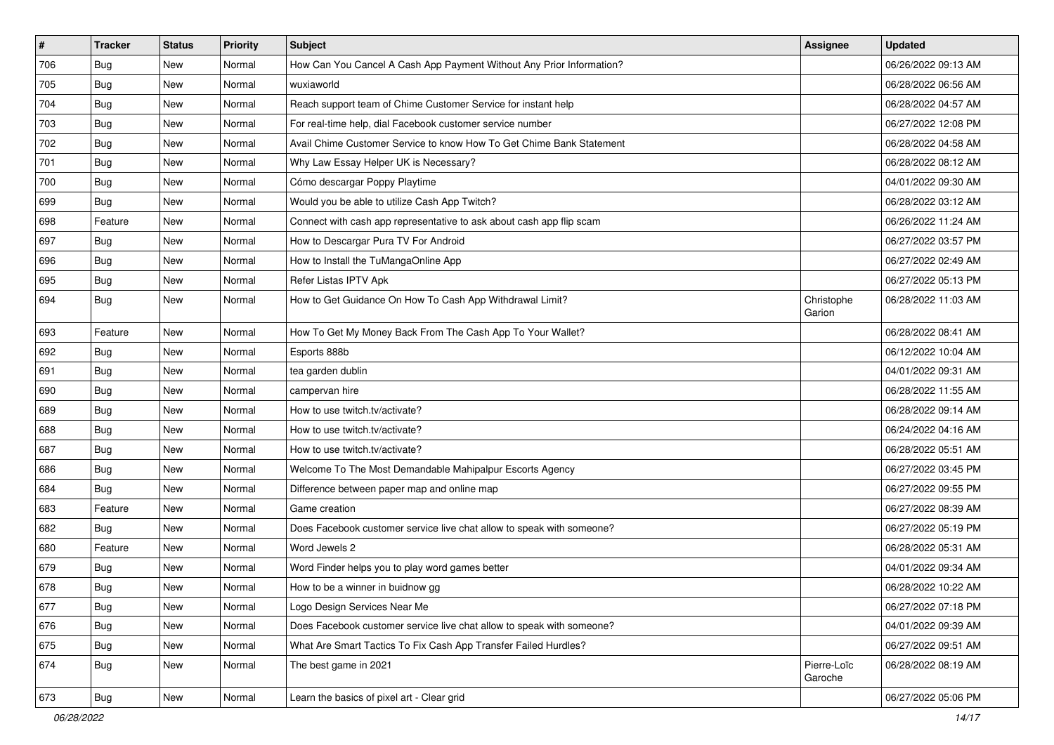| # | Tracker | Status | Priority | Subject | Assignee | Updated |
|---|---|---|---|---|---|---|
| 706 | Bug | New | Normal | How Can You Cancel A Cash App Payment Without Any Prior Information? | | 06/26/2022 09:13 AM |
| 705 | Bug | New | Normal | wuxiaworld | | 06/28/2022 06:56 AM |
| 704 | Bug | New | Normal | Reach support team of Chime Customer Service for instant help | | 06/28/2022 04:57 AM |
| 703 | Bug | New | Normal | For real-time help, dial Facebook customer service number | | 06/27/2022 12:08 PM |
| 702 | Bug | New | Normal | Avail Chime Customer Service to know How To Get Chime Bank Statement | | 06/28/2022 04:58 AM |
| 701 | Bug | New | Normal | Why Law Essay Helper UK is Necessary? | | 06/28/2022 08:12 AM |
| 700 | Bug | New | Normal | Cómo descargar Poppy Playtime | | 04/01/2022 09:30 AM |
| 699 | Bug | New | Normal | Would you be able to utilize Cash App Twitch? | | 06/28/2022 03:12 AM |
| 698 | Feature | New | Normal | Connect with cash app representative to ask about cash app flip scam | | 06/26/2022 11:24 AM |
| 697 | Bug | New | Normal | How to Descargar Pura TV For Android | | 06/27/2022 03:57 PM |
| 696 | Bug | New | Normal | How to Install the TuMangaOnline App | | 06/27/2022 02:49 AM |
| 695 | Bug | New | Normal | Refer Listas IPTV Apk | | 06/27/2022 05:13 PM |
| 694 | Bug | New | Normal | How to Get Guidance On How To Cash App Withdrawal Limit? | Christophe Garion | 06/28/2022 11:03 AM |
| 693 | Feature | New | Normal | How To Get My Money Back From The Cash App To Your Wallet? | | 06/28/2022 08:41 AM |
| 692 | Bug | New | Normal | Esports 888b | | 06/12/2022 10:04 AM |
| 691 | Bug | New | Normal | tea garden dublin | | 04/01/2022 09:31 AM |
| 690 | Bug | New | Normal | campervan hire | | 06/28/2022 11:55 AM |
| 689 | Bug | New | Normal | How to use twitch.tv/activate? | | 06/28/2022 09:14 AM |
| 688 | Bug | New | Normal | How to use twitch.tv/activate? | | 06/24/2022 04:16 AM |
| 687 | Bug | New | Normal | How to use twitch.tv/activate? | | 06/28/2022 05:51 AM |
| 686 | Bug | New | Normal | Welcome To The Most Demandable Mahipalpur Escorts Agency | | 06/27/2022 03:45 PM |
| 684 | Bug | New | Normal | Difference between paper map and online map | | 06/27/2022 09:55 PM |
| 683 | Feature | New | Normal | Game creation | | 06/27/2022 08:39 AM |
| 682 | Bug | New | Normal | Does Facebook customer service live chat allow to speak with someone? | | 06/27/2022 05:19 PM |
| 680 | Feature | New | Normal | Word Jewels 2 | | 06/28/2022 05:31 AM |
| 679 | Bug | New | Normal | Word Finder helps you to play word games better | | 04/01/2022 09:34 AM |
| 678 | Bug | New | Normal | How to be a winner in buidnow gg | | 06/28/2022 10:22 AM |
| 677 | Bug | New | Normal | Logo Design Services Near Me | | 06/27/2022 07:18 PM |
| 676 | Bug | New | Normal | Does Facebook customer service live chat allow to speak with someone? | | 04/01/2022 09:39 AM |
| 675 | Bug | New | Normal | What Are Smart Tactics To Fix Cash App Transfer Failed Hurdles? | | 06/27/2022 09:51 AM |
| 674 | Bug | New | Normal | The best game in 2021 | Pierre-Loïc Garoche | 06/28/2022 08:19 AM |
| 673 | Bug | New | Normal | Learn the basics of pixel art - Clear grid | | 06/27/2022 05:06 PM |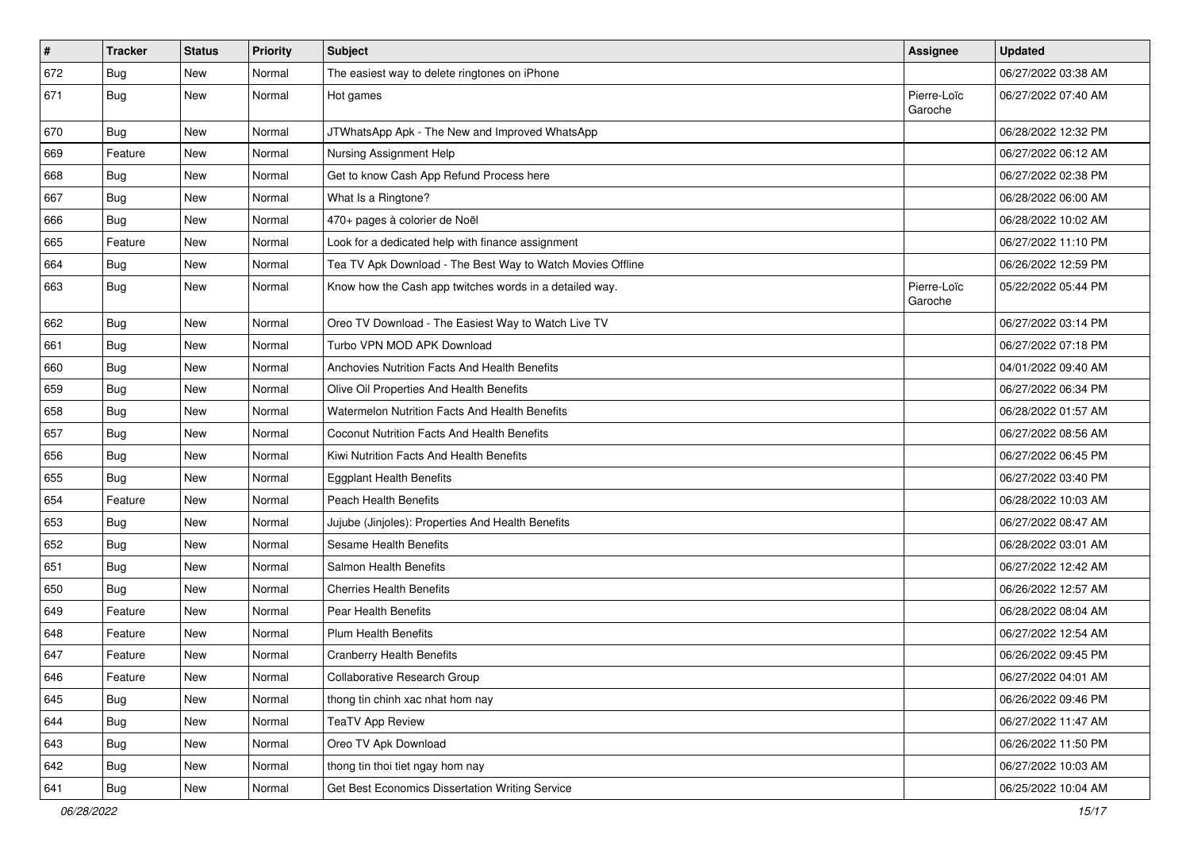| # | Tracker | Status | Priority | Subject | Assignee | Updated |
|---|---|---|---|---|---|---|
| 672 | Bug | New | Normal | The easiest way to delete ringtones on iPhone | | 06/27/2022 03:38 AM |
| 671 | Bug | New | Normal | Hot games | Pierre-Loïc Garoche | 06/27/2022 07:40 AM |
| 670 | Bug | New | Normal | JTWhatsApp Apk - The New and Improved WhatsApp | | 06/28/2022 12:32 PM |
| 669 | Feature | New | Normal | Nursing Assignment Help | | 06/27/2022 06:12 AM |
| 668 | Bug | New | Normal | Get to know Cash App Refund Process here | | 06/27/2022 02:38 PM |
| 667 | Bug | New | Normal | What Is a Ringtone? | | 06/28/2022 06:00 AM |
| 666 | Bug | New | Normal | 470+ pages à colorier de Noël | | 06/28/2022 10:02 AM |
| 665 | Feature | New | Normal | Look for a dedicated help with finance assignment | | 06/27/2022 11:10 PM |
| 664 | Bug | New | Normal | Tea TV Apk Download - The Best Way to Watch Movies Offline | | 06/26/2022 12:59 PM |
| 663 | Bug | New | Normal | Know how the Cash app twitches words in a detailed way. | Pierre-Loïc Garoche | 05/22/2022 05:44 PM |
| 662 | Bug | New | Normal | Oreo TV Download - The Easiest Way to Watch Live TV | | 06/27/2022 03:14 PM |
| 661 | Bug | New | Normal | Turbo VPN MOD APK Download | | 06/27/2022 07:18 PM |
| 660 | Bug | New | Normal | Anchovies Nutrition Facts And Health Benefits | | 04/01/2022 09:40 AM |
| 659 | Bug | New | Normal | Olive Oil Properties And Health Benefits | | 06/27/2022 06:34 PM |
| 658 | Bug | New | Normal | Watermelon Nutrition Facts And Health Benefits | | 06/28/2022 01:57 AM |
| 657 | Bug | New | Normal | Coconut Nutrition Facts And Health Benefits | | 06/27/2022 08:56 AM |
| 656 | Bug | New | Normal | Kiwi Nutrition Facts And Health Benefits | | 06/27/2022 06:45 PM |
| 655 | Bug | New | Normal | Eggplant Health Benefits | | 06/27/2022 03:40 PM |
| 654 | Feature | New | Normal | Peach Health Benefits | | 06/28/2022 10:03 AM |
| 653 | Bug | New | Normal | Jujube (Jinjoles): Properties And Health Benefits | | 06/27/2022 08:47 AM |
| 652 | Bug | New | Normal | Sesame Health Benefits | | 06/28/2022 03:01 AM |
| 651 | Bug | New | Normal | Salmon Health Benefits | | 06/27/2022 12:42 AM |
| 650 | Bug | New | Normal | Cherries Health Benefits | | 06/26/2022 12:57 AM |
| 649 | Feature | New | Normal | Pear Health Benefits | | 06/28/2022 08:04 AM |
| 648 | Feature | New | Normal | Plum Health Benefits | | 06/27/2022 12:54 AM |
| 647 | Feature | New | Normal | Cranberry Health Benefits | | 06/26/2022 09:45 PM |
| 646 | Feature | New | Normal | Collaborative Research Group | | 06/27/2022 04:01 AM |
| 645 | Bug | New | Normal | thong tin chinh xac nhat hom nay | | 06/26/2022 09:46 PM |
| 644 | Bug | New | Normal | TeaTV App Review | | 06/27/2022 11:47 AM |
| 643 | Bug | New | Normal | Oreo TV Apk Download | | 06/26/2022 11:50 PM |
| 642 | Bug | New | Normal | thong tin thoi tiet ngay hom nay | | 06/27/2022 10:03 AM |
| 641 | Bug | New | Normal | Get Best Economics Dissertation Writing Service | | 06/25/2022 10:04 AM |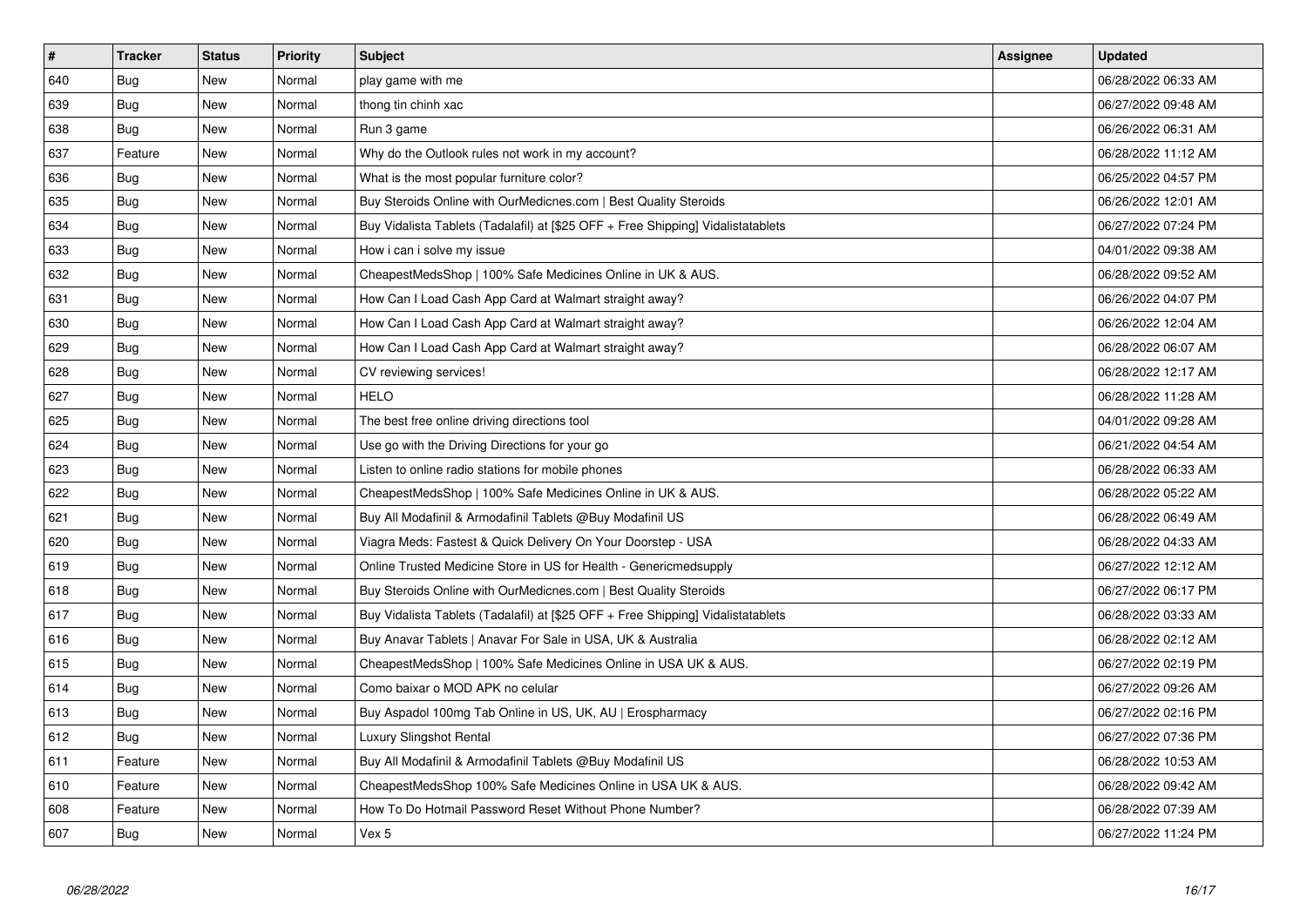| # | Tracker | Status | Priority | Subject | Assignee | Updated |
|---|---|---|---|---|---|---|
| 640 | Bug | New | Normal | play game with me | | 06/28/2022 06:33 AM |
| 639 | Bug | New | Normal | thong tin chinh xac | | 06/27/2022 09:48 AM |
| 638 | Bug | New | Normal | Run 3 game | | 06/26/2022 06:31 AM |
| 637 | Feature | New | Normal | Why do the Outlook rules not work in my account? | | 06/28/2022 11:12 AM |
| 636 | Bug | New | Normal | What is the most popular furniture color? | | 06/25/2022 04:57 PM |
| 635 | Bug | New | Normal | Buy Steroids Online with OurMedicnes.com \| Best Quality Steroids | | 06/26/2022 12:01 AM |
| 634 | Bug | New | Normal | Buy Vidalista Tablets (Tadalafil) at [$25 OFF + Free Shipping] Vidalistatablets | | 06/27/2022 07:24 PM |
| 633 | Bug | New | Normal | How i can i solve my issue | | 04/01/2022 09:38 AM |
| 632 | Bug | New | Normal | CheapestMedsShop \| 100% Safe Medicines Online in UK & AUS. | | 06/28/2022 09:52 AM |
| 631 | Bug | New | Normal | How Can I Load Cash App Card at Walmart straight away? | | 06/26/2022 04:07 PM |
| 630 | Bug | New | Normal | How Can I Load Cash App Card at Walmart straight away? | | 06/26/2022 12:04 AM |
| 629 | Bug | New | Normal | How Can I Load Cash App Card at Walmart straight away? | | 06/28/2022 06:07 AM |
| 628 | Bug | New | Normal | CV reviewing services! | | 06/28/2022 12:17 AM |
| 627 | Bug | New | Normal | HELO | | 06/28/2022 11:28 AM |
| 625 | Bug | New | Normal | The best free online driving directions tool | | 04/01/2022 09:28 AM |
| 624 | Bug | New | Normal | Use go with the Driving Directions for your go | | 06/21/2022 04:54 AM |
| 623 | Bug | New | Normal | Listen to online radio stations for mobile phones | | 06/28/2022 06:33 AM |
| 622 | Bug | New | Normal | CheapestMedsShop \| 100% Safe Medicines Online in UK & AUS. | | 06/28/2022 05:22 AM |
| 621 | Bug | New | Normal | Buy All Modafinil & Armodafinil Tablets @Buy Modafinil US | | 06/28/2022 06:49 AM |
| 620 | Bug | New | Normal | Viagra Meds: Fastest & Quick Delivery On Your Doorstep - USA | | 06/28/2022 04:33 AM |
| 619 | Bug | New | Normal | Online Trusted Medicine Store in US for Health - Genericmedsupply | | 06/27/2022 12:12 AM |
| 618 | Bug | New | Normal | Buy Steroids Online with OurMedicnes.com \| Best Quality Steroids | | 06/27/2022 06:17 PM |
| 617 | Bug | New | Normal | Buy Vidalista Tablets (Tadalafil) at [$25 OFF + Free Shipping] Vidalistatablets | | 06/28/2022 03:33 AM |
| 616 | Bug | New | Normal | Buy Anavar Tablets \| Anavar For Sale in USA, UK & Australia | | 06/28/2022 02:12 AM |
| 615 | Bug | New | Normal | CheapestMedsShop \| 100% Safe Medicines Online in USA UK & AUS. | | 06/27/2022 02:19 PM |
| 614 | Bug | New | Normal | Como baixar o MOD APK no celular | | 06/27/2022 09:26 AM |
| 613 | Bug | New | Normal | Buy Aspadol 100mg Tab Online in US, UK, AU \| Erospharmacy | | 06/27/2022 02:16 PM |
| 612 | Bug | New | Normal | Luxury Slingshot Rental | | 06/27/2022 07:36 PM |
| 611 | Feature | New | Normal | Buy All Modafinil & Armodafinil Tablets @Buy Modafinil US | | 06/28/2022 10:53 AM |
| 610 | Feature | New | Normal | CheapestMedsShop 100% Safe Medicines Online in USA UK & AUS. | | 06/28/2022 09:42 AM |
| 608 | Feature | New | Normal | How To Do Hotmail Password Reset Without Phone Number? | | 06/28/2022 07:39 AM |
| 607 | Bug | New | Normal | Vex 5 | | 06/27/2022 11:24 PM |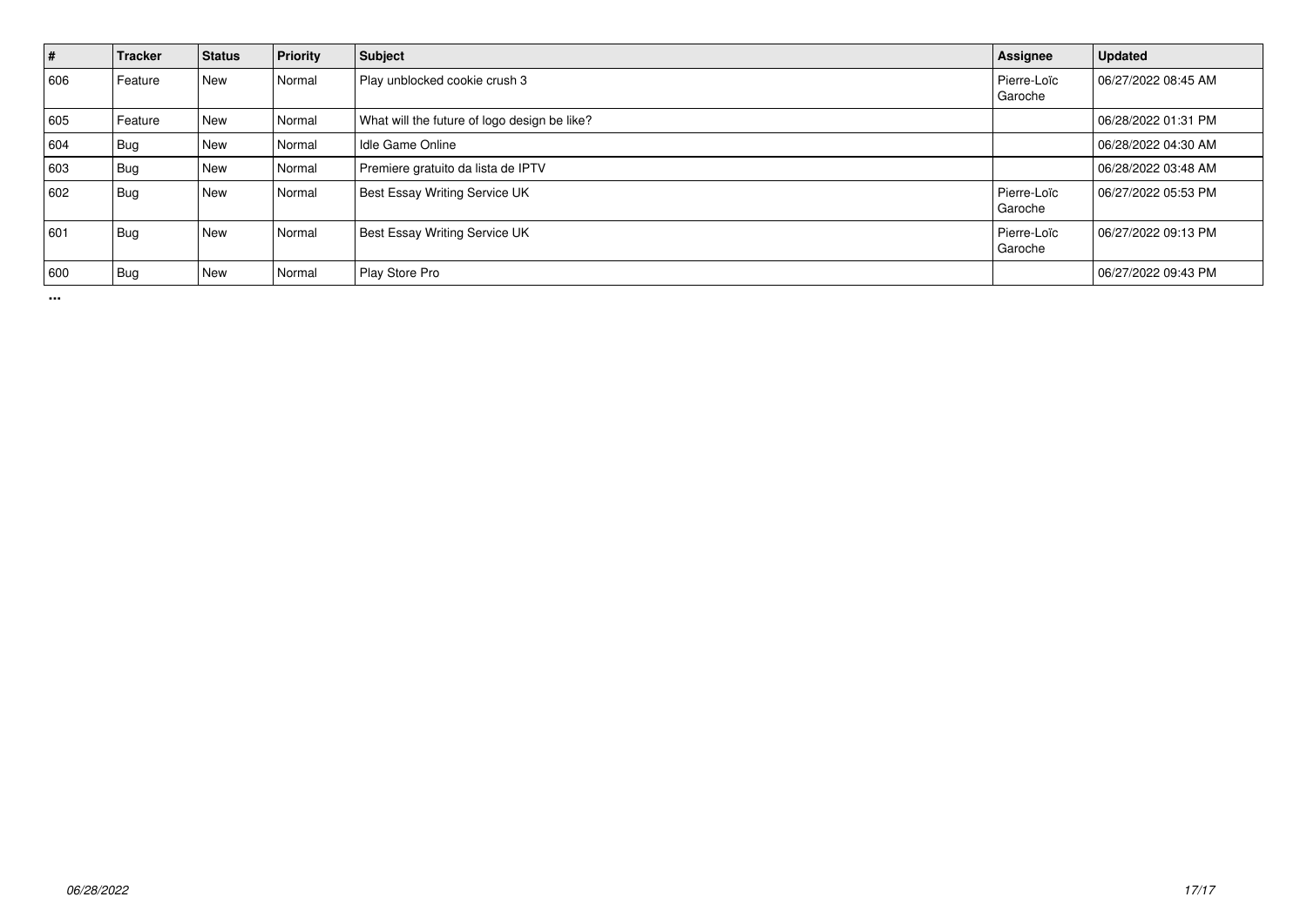| # | Tracker | Status | Priority | Subject | Assignee | Updated |
|---|---|---|---|---|---|---|
| 606 | Feature | New | Normal | Play unblocked cookie crush 3 | Pierre-Loïc Garoche | 06/27/2022 08:45 AM |
| 605 | Feature | New | Normal | What will the future of logo design be like? | | 06/28/2022 01:31 PM |
| 604 | Bug | New | Normal | Idle Game Online | | 06/28/2022 04:30 AM |
| 603 | Bug | New | Normal | Premiere gratuito da lista de IPTV | | 06/28/2022 03:48 AM |
| 602 | Bug | New | Normal | Best Essay Writing Service UK | Pierre-Loïc Garoche | 06/27/2022 05:53 PM |
| 601 | Bug | New | Normal | Best Essay Writing Service UK | Pierre-Loïc Garoche | 06/27/2022 09:13 PM |
| 600 | Bug | New | Normal | Play Store Pro | | 06/27/2022 09:43 PM |

...